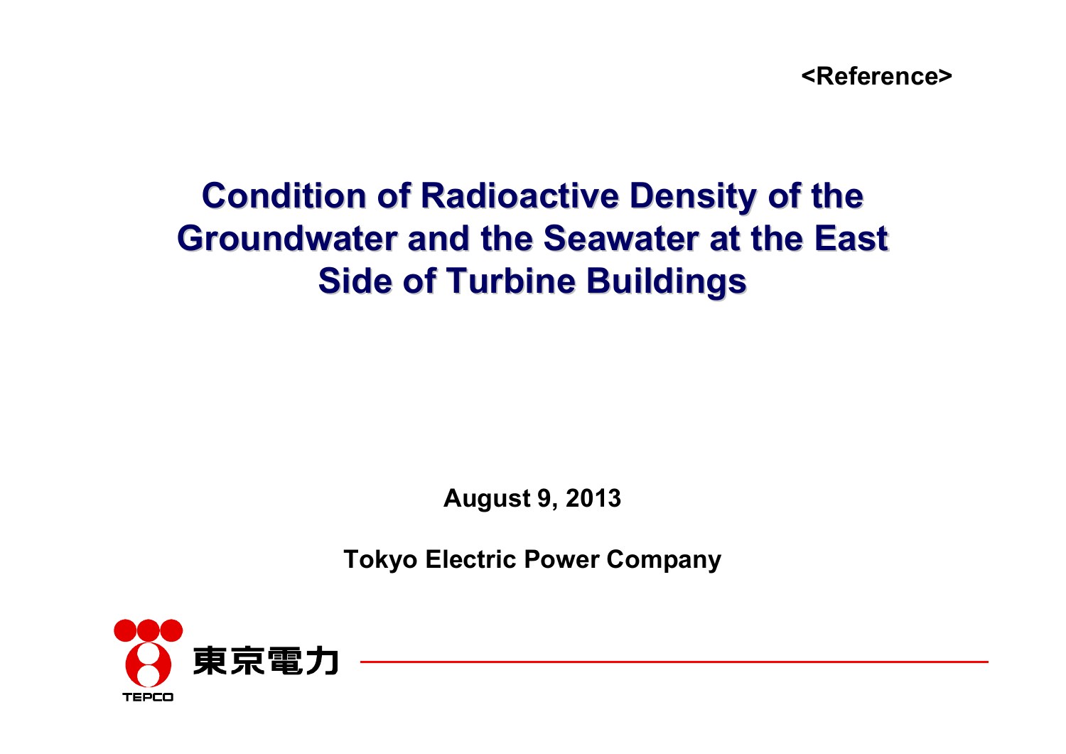<Reference>

# Condition of Radioactive Density of the Groundwater and the Seawater at the East Side of Turbine Buildings

**August 9, 2013**

**Tokyo Electric Power Company**

東京電力

TEPCO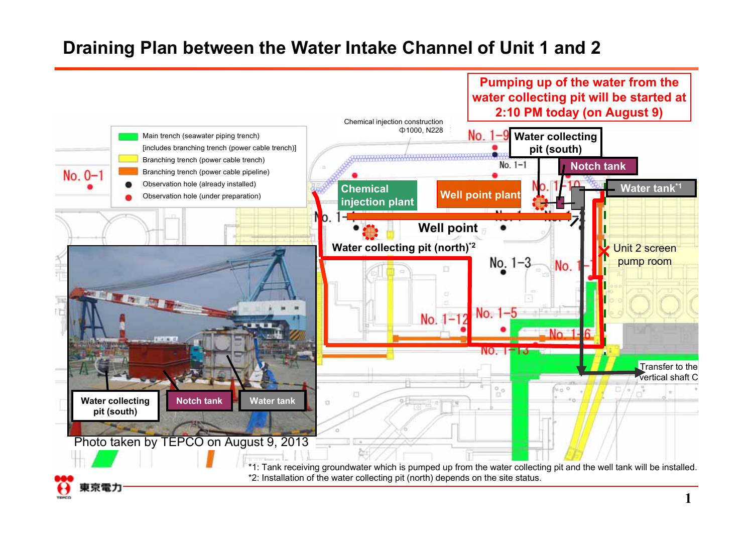# Draining Plan between the Water Intake Channel of Unit 1 and 2

**Pumping up of the water from the water collecting pit will be started at 2:10 PM today (on August 9)**

Legend:

- Main trench (seawater piping trench) [includes branching trench (power cable trench)]
- Branching trench (power cable trench)
- Branching trench (power cable pipeline)
- Observation hole (already installed)
- Observation hole (under preparation)

Chemical injection construction Φ1000, N228

Water collecting pit (south)

Notch tank

Water tank[*1]

Chemical injection plant

Well point plant

Well point

Water collecting pit (north)[*2]

Unit 2 screen pump room

Transfer to the vertical shaft C

No. 0-1, No. 1-9, No. 1-1, No. 1-10, No. 1-3, No. 1-12, No. 1-5, No. 1-6, No. 1-13

Water collecting pit (south) / Notch tank / Water tank

Photo taken by TEPCO on August 9, 2013

*1: Tank receiving groundwater which is pumped up from the water collecting pit and the well tank will be installed.

*2: Installation of the water collecting pit (north) depends on the site status.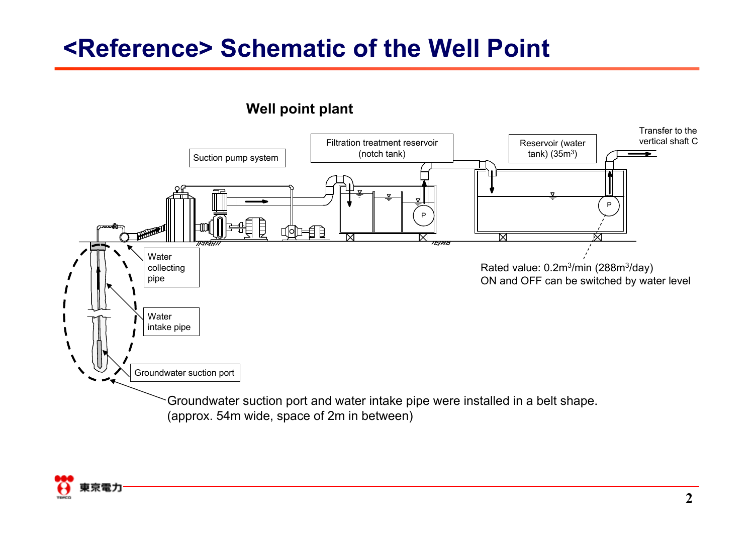# <Reference> Schematic of the Well Point

## Well point plant

Suction pump system

Filtration treatment reservoir (notch tank)

Reservoir (water tank) ($35m^3$)

Transfer to the vertical shaft C

Water collecting pipe

Water intake pipe

Groundwater suction port

Rated value: $0.2m^3$/min ($288m^3$/day)
ON and OFF can be switched by water level

Groundwater suction port and water intake pipe were installed in a belt shape.
(approx. 54m wide, space of 2m in between)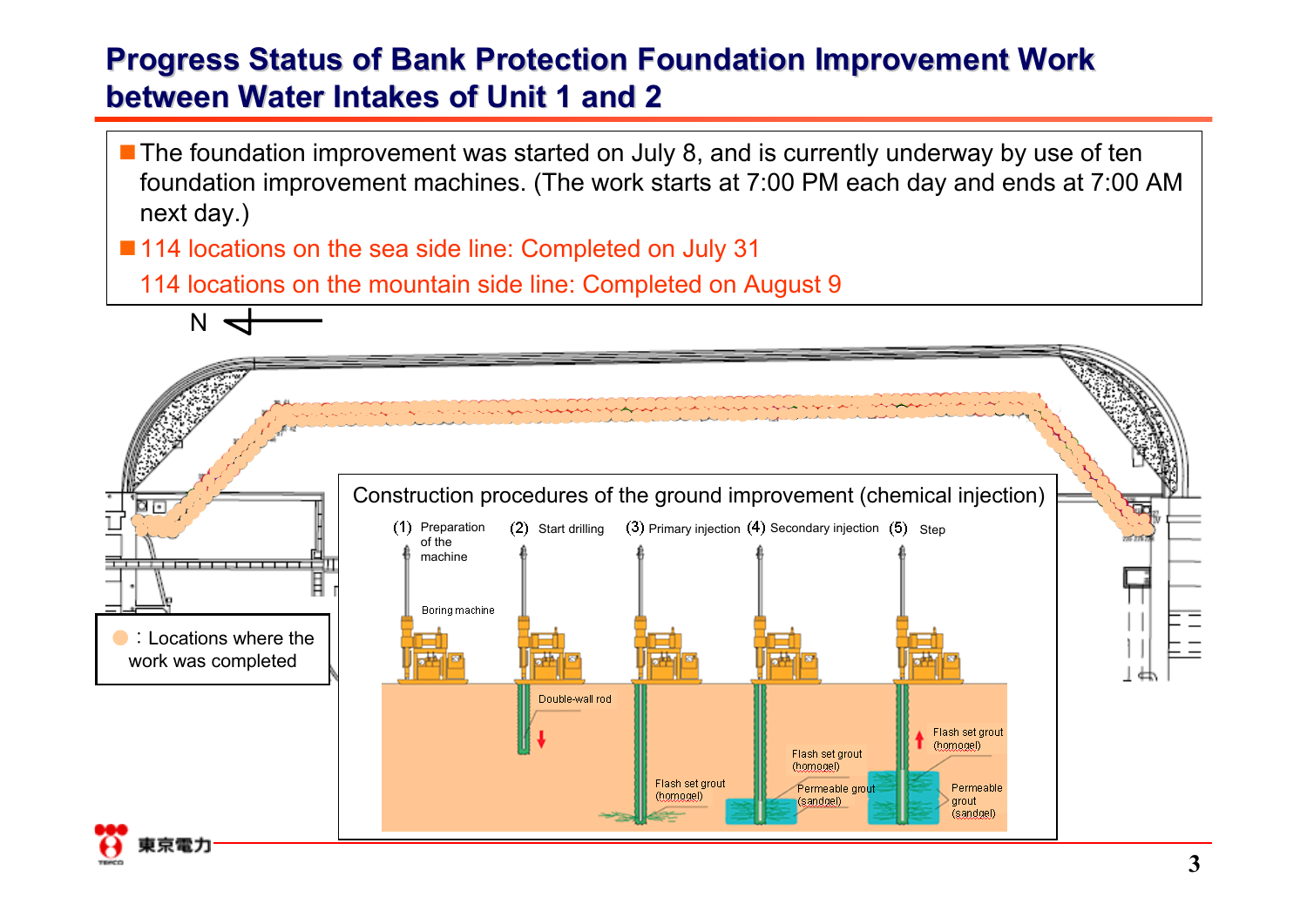# Progress Status of Bank Protection Foundation Improvement Work between Water Intakes of Unit 1 and 2

- The foundation improvement was started on July 8, and is currently underway by use of ten foundation improvement machines. (The work starts at 7:00 PM each day and ends at 7:00 AM next day.)
- 114 locations on the sea side line: Completed on July 31

  114 locations on the mountain side line: Completed on August 9

N

● : Locations where the work was completed

**Construction procedures of the ground improvement (chemical injection)**

(1) Preparation of the machine (2) Start drilling (3) Primary injection (4) Secondary injection (5) Step

Boring machine

Double-wall rod

Flash set grout (homogel)

Flash set grout (homogel)

Permeable grout (sandgel)

Flash set grout (homogel)

Permeable grout (sandgel)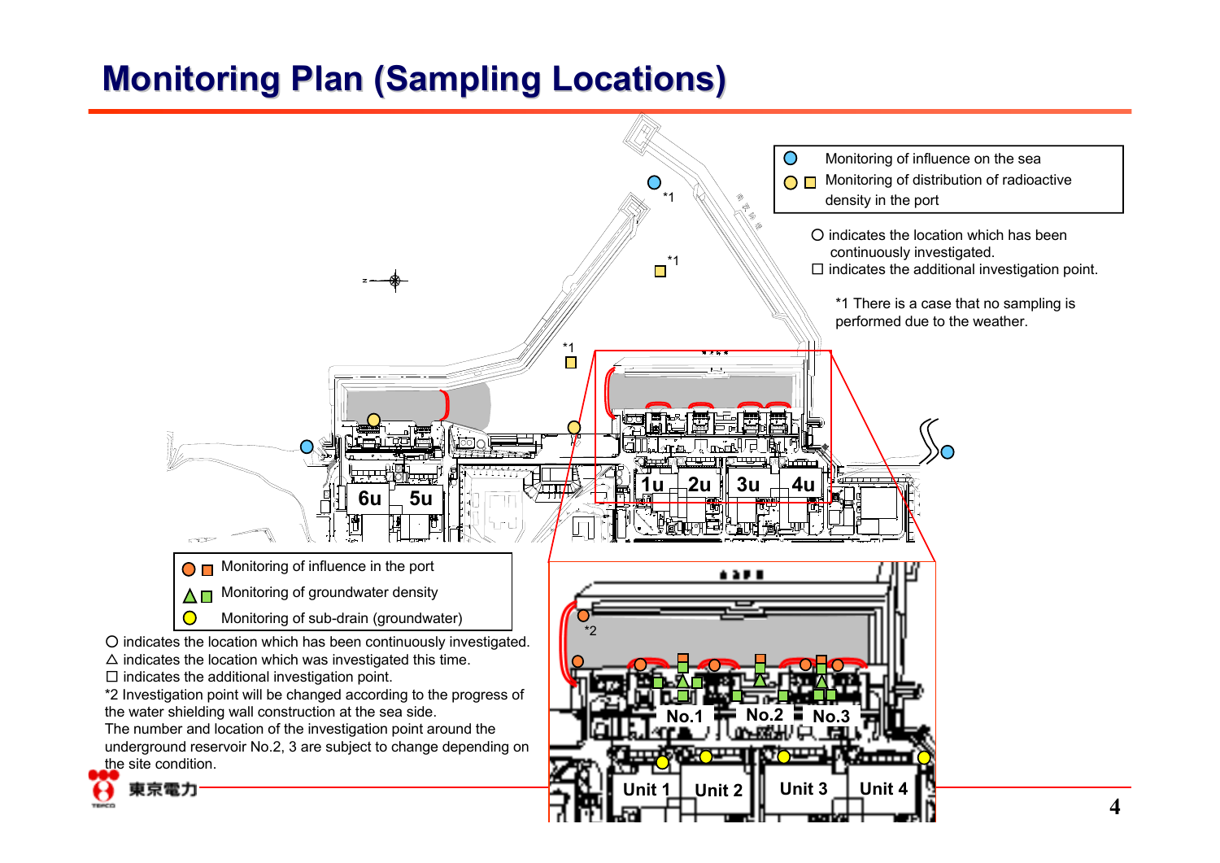# Monitoring Plan (Sampling Locations)

- ● Monitoring of influence on the sea
- ● □ Monitoring of distribution of radioactive density in the port

○ indicates the location which has been continuously investigated.
□ indicates the additional investigation point.

*1 There is a case that no sampling is performed due to the weather.

*1

*1

*1

6u 5u

1u 2u 3u 4u

- ● □ Monitoring of influence in the port
- △ □ Monitoring of groundwater density
- ● Monitoring of sub-drain (groundwater)

○ indicates the location which has been continuously investigated.
△ indicates the location which was investigated this time.
□ indicates the additional investigation point.
*2 Investigation point will be changed according to the progress of the water shielding wall construction at the sea side.
The number and location of the investigation point around the underground reservoir No.2, 3 are subject to change depending on the site condition.

*2

No.1 No.2 No.3

Unit 1 Unit 2 Unit 3 Unit 4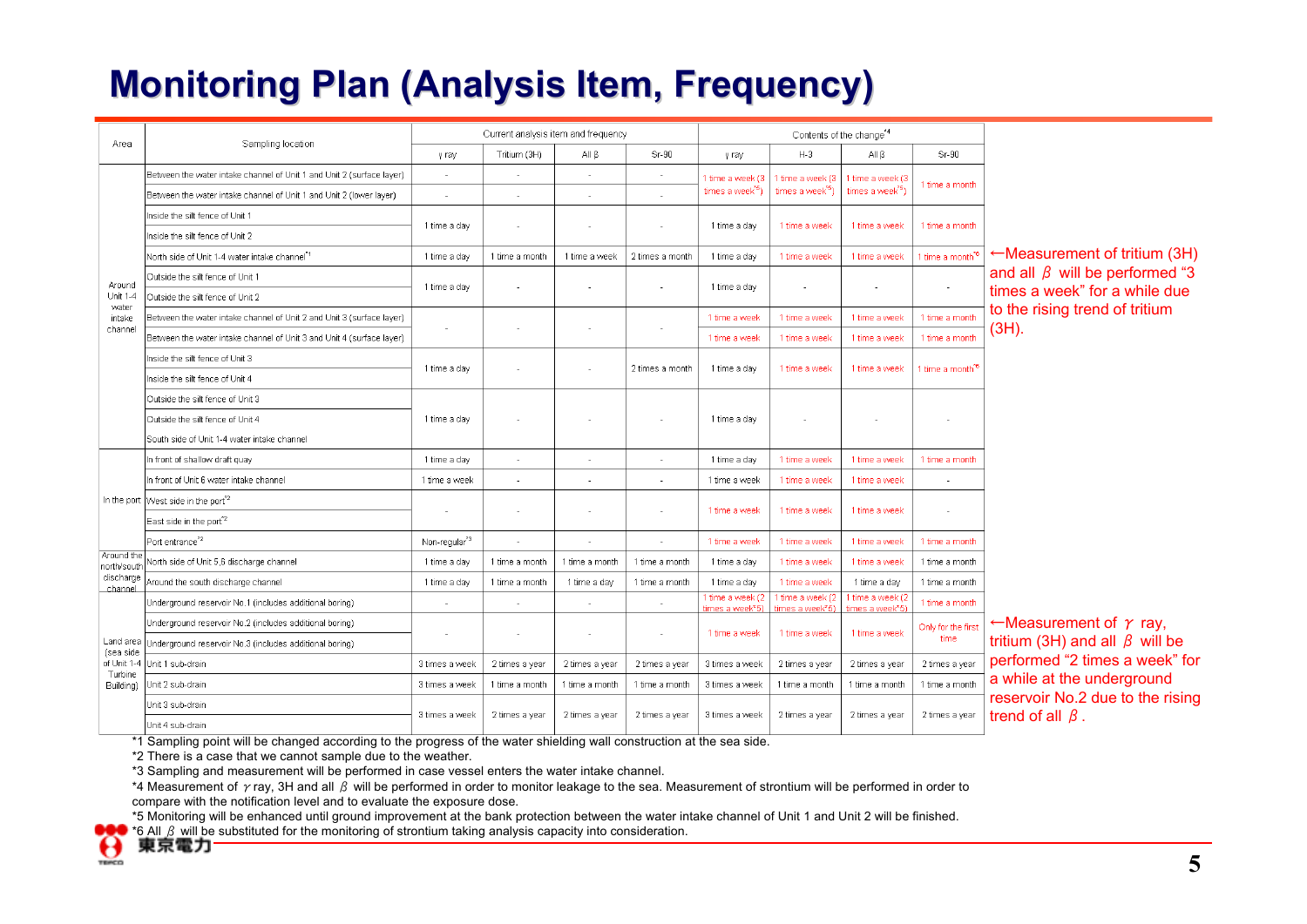# Monitoring Plan (Analysis Item, Frequency)

| Area | Sampling location | Current analysis item and frequency | | | | Contents of the change[*4] | | | |
|---|---|---|---|---|---|---|---|---|---|
| | | γ ray | Tritium (3H) | All β | Sr-90 | γ ray | H-3 | All β | Sr-90 |
| Around Unit 1-4 water intake channel | Between the water intake channel of Unit 1 and Unit 2 (surface layer) | - | - | - | - | 1 time a week (3 times a week[*5]) | 1 time a week (3 times a week[*5]) | 1 time a week (3 times a week[*5]) | 1 time a month |
| | Between the water intake channel of Unit 1 and Unit 2 (lower layer) | - | - | - | - | | | | |
| | Inside the silt fence of Unit 1 | 1 time a day | - | - | - | 1 time a day | 1 time a week | 1 time a week | 1 time a month |
| | Inside the silt fence of Unit 2 | | | | | | | | |
| | North side of Unit 1-4 water intake channel[*1] | 1 time a day | 1 time a month | 1 time a week | 2 times a month | 1 time a day | 1 time a week | 1 time a week | 1 time a month[*6] |
| | Outside the silt fence of Unit 1 | 1 time a day | - | - | - | 1 time a day | - | - | - |
| | Outside the silt fence of Unit 2 | | | | | | | | |
| | Between the water intake channel of Unit 2 and Unit 3 (surface layer) | - | - | - | - | 1 time a week | 1 time a week | 1 time a week | 1 time a month |
| | Between the water intake channel of Unit 3 and Unit 4 (surface layer) | | | | | 1 time a week | 1 time a week | 1 time a week | 1 time a month |
| | Inside the silt fence of Unit 3 | 1 time a day | - | - | 2 times a month | 1 time a day | 1 time a week | 1 time a week | 1 time a month[*6] |
| | Inside the silt fence of Unit 4 | | | | | | | | |
| | Outside the silt fence of Unit 3 | 1 time a day | - | - | - | 1 time a day | - | - | - |
| | Outside the silt fence of Unit 4 | | | | | | | | |
| | South side of Unit 1-4 water intake channel | | | | | | | | |
| In the port | In front of shallow draft quay | 1 time a day | - | - | - | 1 time a day | 1 time a week | 1 time a week | 1 time a month |
| | In front of Unit 6 water intake channel | 1 time a week | - | - | - | 1 time a week | 1 time a week | 1 time a week | - |
| | West side in the port[*2] | - | - | - | - | 1 time a week | 1 time a week | 1 time a week | - |
| | East side in the port[*2] | | | | | | | | |
| | Port entrance[*2] | Non-regular[*3] | - | - | - | 1 time a week | 1 time a week | 1 time a week | 1 time a month |
| Around the north/south discharge channel | North side of Unit 5,6 discharge channel | 1 time a day | 1 time a month | 1 time a month | 1 time a month | 1 time a day | 1 time a week | 1 time a week | 1 time a month |
| | Around the south discharge channel | 1 time a day | 1 time a month | 1 time a day | 1 time a month | 1 time a day | 1 time a week | 1 time a day | 1 time a month |
| Land area (sea side of Unit 1-4 Turbine Building) | Underground reservoir No.1 (includes additional boring) | - | - | - | - | 1 time a week (2 times a week[*5]) | 1 time a week (2 times a week[*5]) | 1 time a week (2 times a week[*5]) | 1 time a month |
| | Underground reservoir No.2 (includes additional boring) | - | - | - | - | 1 time a week | 1 time a week | 1 time a week | Only for the first time |
| | Underground reservoir No.3 (includes additional boring) | | | | | | | | |
| | Unit 1 sub-drain | 3 times a week | 2 times a year | 2 times a year | 2 times a year | 3 times a week | 2 times a year | 2 times a year | 2 times a year |
| | Unit 2 sub-drain | 3 times a week | 1 time a month | 1 time a month | 1 time a month | 3 times a week | 1 time a month | 1 time a month | 1 time a month |
| | Unit 3 sub-drain | 3 times a week | 2 times a year | 2 times a year | 2 times a year | 3 times a week | 2 times a year | 2 times a year | 2 times a year |
| | Unit 4 sub-drain | | | | | | | | |

←Measurement of tritium (3H) and all β will be performed "3 times a week" for a while due to the rising trend of tritium (3H).

←Measurement of γ ray, tritium (3H) and all β will be performed "2 times a week" for a while at the underground reservoir No.2 due to the rising trend of all β.

*1 Sampling point will be changed according to the progress of the water shielding wall construction at the sea side.
*2 There is a case that we cannot sample due to the weather.
*3 Sampling and measurement will be performed in case vessel enters the water intake channel.
*4 Measurement of γ ray, 3H and all β will be performed in order to monitor leakage to the sea. Measurement of strontium will be performed in order to compare with the notification level and to evaluate the exposure dose.
*5 Monitoring will be enhanced until ground improvement at the bank protection between the water intake channel of Unit 1 and Unit 2 will be finished.
*6 All β will be substituted for the monitoring of strontium taking analysis capacity into consideration.

東京電力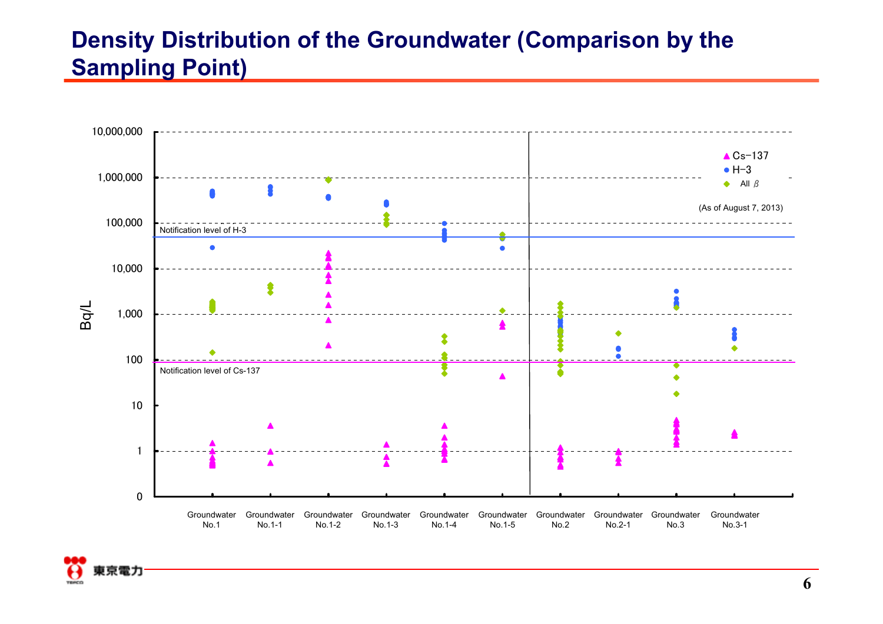# Density Distribution of the Groundwater (Comparison by the Sampling Point)

(As of August 7, 2013)

Legend: ▲ Cs−137, ● H−3, ◆ All β

Bq/L

10,000,000 / 1,000,000 / 100,000 / 10,000 / 1,000 / 100 / 10 / 1 / 0

Notification level of H-3

Notification level of Cs-137

Groundwater No.1 | Groundwater No.1-1 | Groundwater No.1-2 | Groundwater No.1-3 | Groundwater No.1-4 | Groundwater No.1-5 | Groundwater No.2 | Groundwater No.2-1 | Groundwater No.3 | Groundwater No.3-1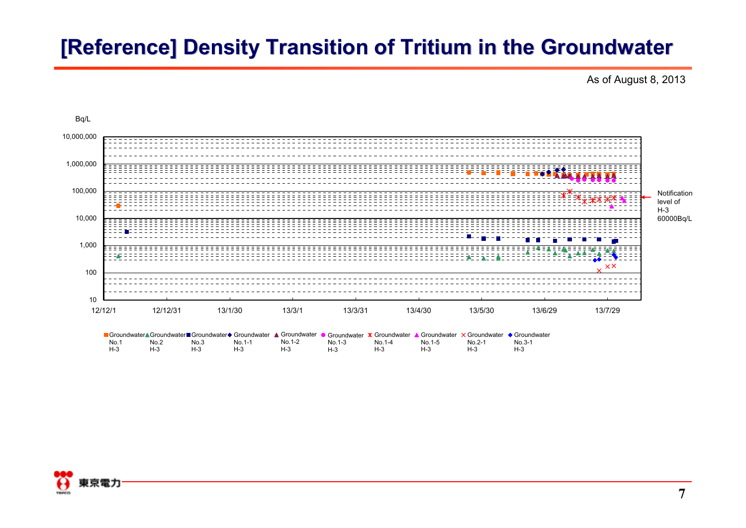# [Reference] Density Transition of Tritium in the Groundwater

As of August 8, 2013

Bq/L

10,000,000

1,000,000

100,000

10,000

1,000

100

10

12/12/1 12/12/31 13/1/30 13/3/1 13/3/31 13/4/30 13/5/30 13/6/29 13/7/29

Notification level of H-3 60000Bq/L

Groundwater No.1 H-3 | Groundwater No.2 H-3 | Groundwater No.3 H-3 | Groundwater No.1-1 H-3 | Groundwater No.1-2 H-3 | Groundwater No.1-3 H-3 | Groundwater No.1-4 H-3 | Groundwater No.1-5 H-3 | Groundwater No.2-1 H-3 | Groundwater No.3-1 H-3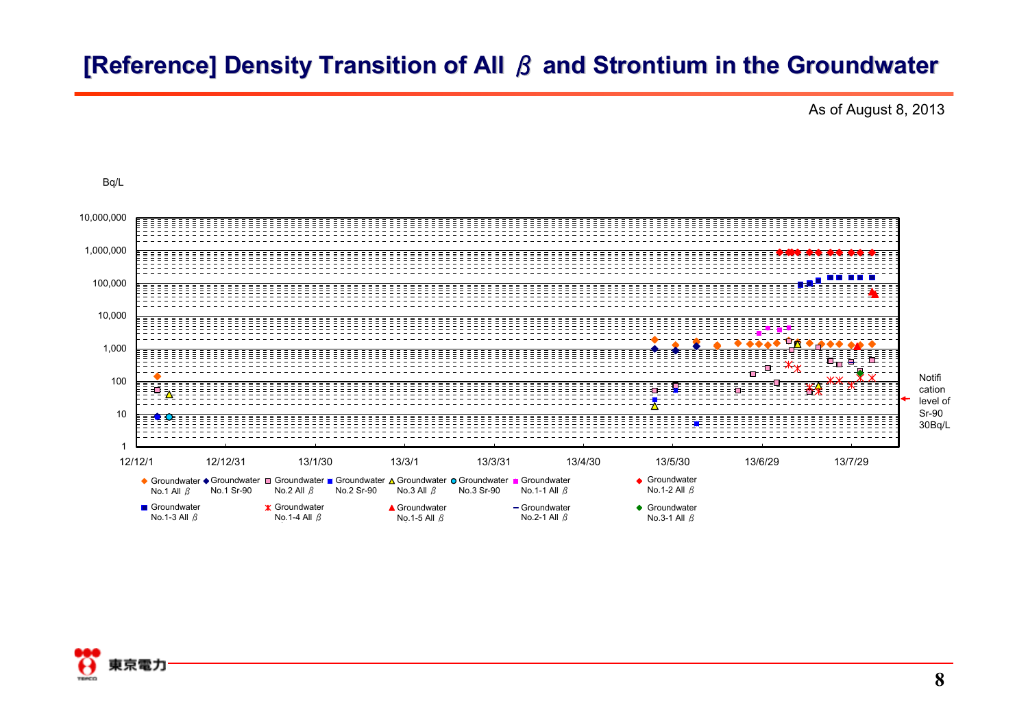# [Reference] Density Transition of All β and Strontium in the Groundwater

As of August 8, 2013

Bq/L

10,000,000
1,000,000
100,000
10,000
1,000
100
10
1

12/12/1 12/12/31 13/1/30 13/3/1 13/3/31 13/4/30 13/5/30 13/6/29 13/7/29

Notification level of Sr-90 30Bq/L

- Groundwater No.1 All β
- Groundwater No.1 Sr-90
- Groundwater No.2 All β
- Groundwater No.2 Sr-90
- Groundwater No.3 All β
- Groundwater No.3 Sr-90
- Groundwater No.1-1 All β
- Groundwater No.1-2 All β
- Groundwater No.1-3 All β
- Groundwater No.1-4 All β
- Groundwater No.1-5 All β
- Groundwater No.2-1 All β
- Groundwater No.3-1 All β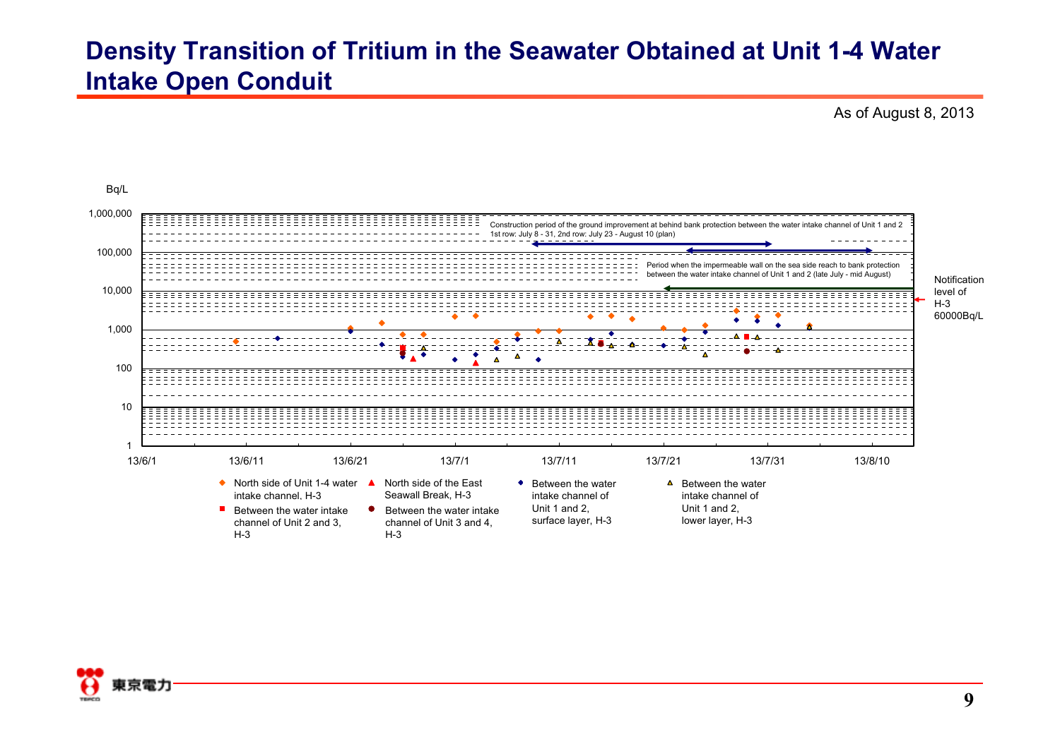# Density Transition of Tritium in the Seawater Obtained at Unit 1-4 Water Intake Open Conduit

As of August 8, 2013

Bq/L

1,000,000
100,000
10,000
1,000
100
10
1

Construction period of the ground improvement at behind bank protection between the water intake channel of Unit 1 and 2
1st row: July 8 - 31, 2nd row: July 23 - August 10 (plan)

Period when the impermeable wall on the sea side reach to bank protection between the water intake channel of Unit 1 and 2 (late July - mid August)

Notification level of H-3 60000Bq/L

13/6/1 13/6/11 13/6/21 13/7/1 13/7/11 13/7/21 13/7/31 13/8/10

- ◆ North side of Unit 1-4 water intake channel, H-3
- ■ Between the water intake channel of Unit 2 and 3, H-3
- ▲ North side of the East Seawall Break, H-3
- ● Between the water intake channel of Unit 3 and 4, H-3
- ◆ Between the water intake channel of Unit 1 and 2, surface layer, H-3
- △ Between the water intake channel of Unit 1 and 2, lower layer, H-3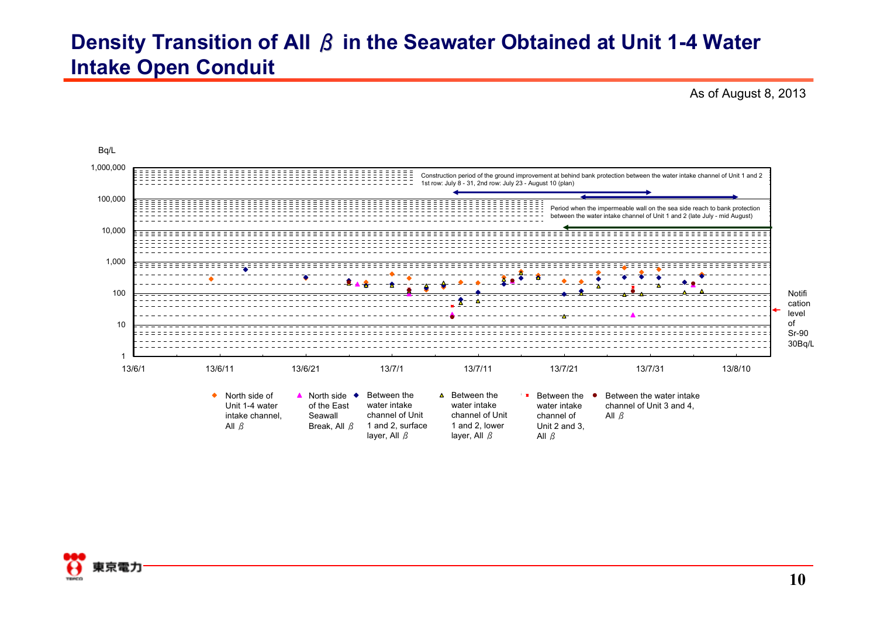# Density Transition of All β in the Seawater Obtained at Unit 1-4 Water Intake Open Conduit

As of August 8, 2013

Bq/L

1,000,000
100,000
10,000
1,000
100
10
1

13/6/1 13/6/11 13/6/21 13/7/1 13/7/11 13/7/21 13/7/31 13/8/10

Construction period of the ground improvement at behind bank protection between the water intake channel of Unit 1 and 2
1st row: July 8 - 31, 2nd row: July 23 - August 10 (plan)

Period when the impermeable wall on the sea side reach to bank protection between the water intake channel of Unit 1 and 2 (late July - mid August)

Notification level of Sr-90 30Bq/L

- North side of Unit 1-4 water intake channel, All β
- North side of the East Seawall Break, All β
- Between the water intake channel of Unit 1 and 2, surface layer, All β
- Between the water intake channel of Unit 1 and 2, lower layer, All β
- Between the water intake channel of Unit 2 and 3, All β
- Between the water intake channel of Unit 3 and 4, All β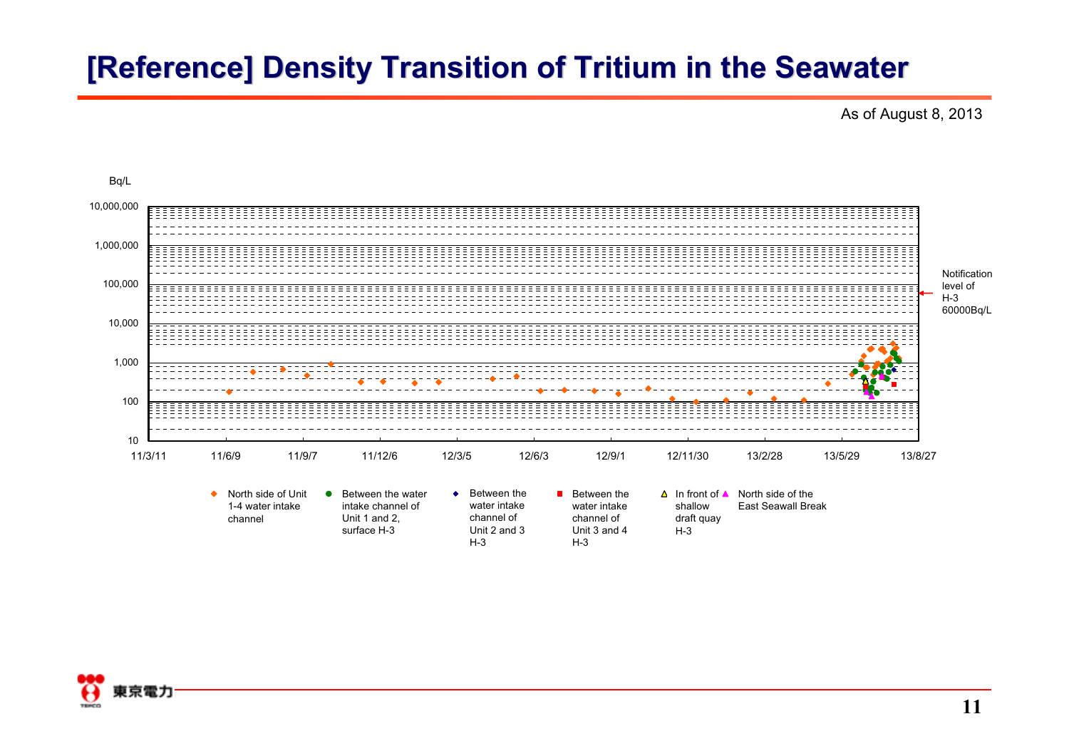# [Reference] Density Transition of Tritium in the Seawater

As of August 8, 2013

Bq/L

10,000,000
1,000,000
100,000
10,000
1,000
100
10

11/3/11 11/6/9 11/9/7 11/12/6 12/3/5 12/6/3 12/9/1 12/11/30 13/2/28 13/5/29 13/8/27

Notification level of H-3 60000Bq/L

- North side of Unit 1-4 water intake channel
- Between the water intake channel of Unit 1 and 2, surface H-3
- Between the water intake channel of Unit 2 and 3 H-3
- Between the water intake channel of Unit 3 and 4 H-3
- In front of shallow draft quay H-3
- North side of the East Seawall Break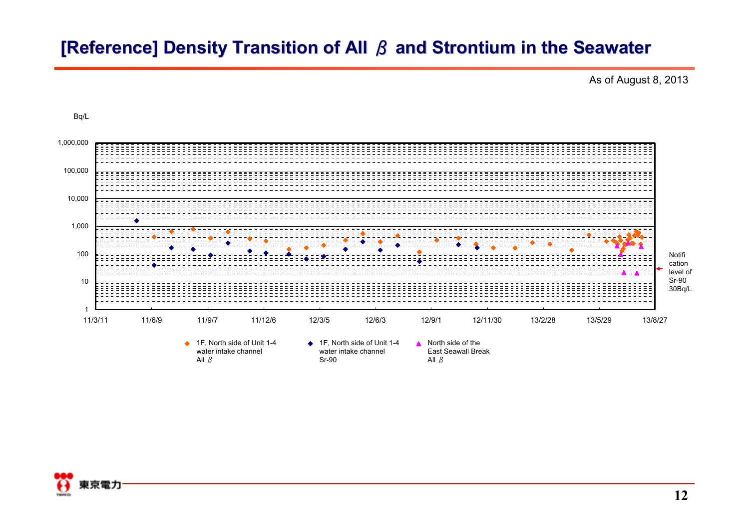# [Reference] Density Transition of All β and Strontium in the Seawater

As of August 8, 2013

Bq/L

1,000,000
100,000
10,000
1,000
100
10
1

11/3/11 11/6/9 11/9/7 11/12/6 12/3/5 12/6/3 12/9/1 12/11/30 13/2/28 13/5/29 13/8/27

Notification level of Sr-90 30Bq/L

- 1F, North side of Unit 1-4 water intake channel All β
- 1F, North side of Unit 1-4 water intake channel Sr-90
- North side of the East Seawall Break All β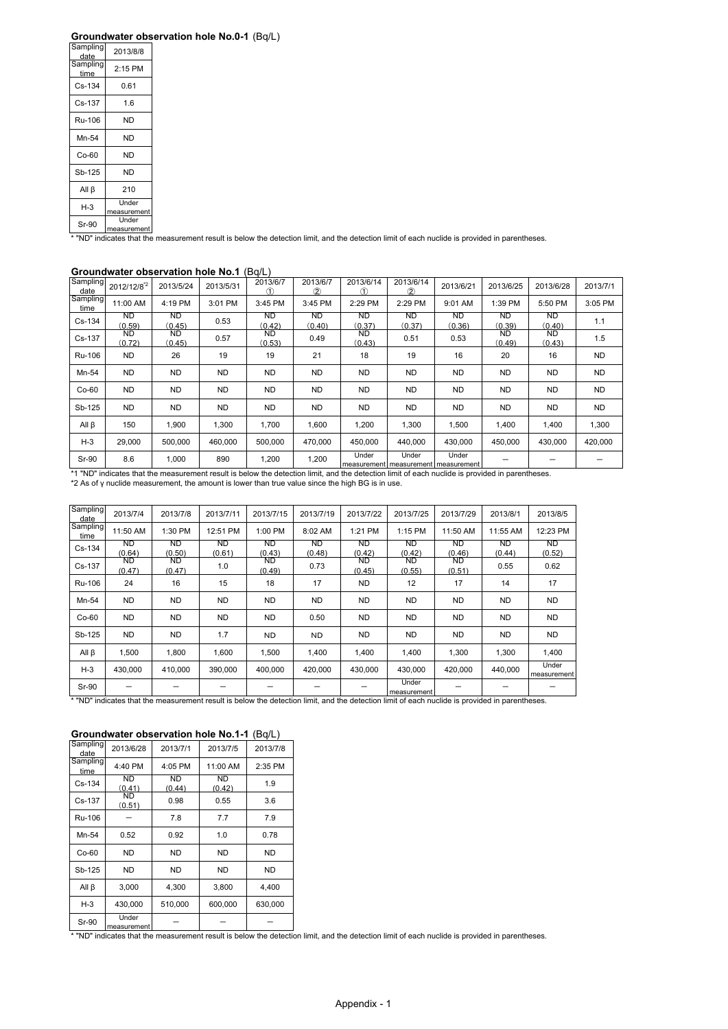### Groundwater observation hole No.0-1 (Bq/L)

| Sampling date | 2013/8/8 |
|---|---|
| Sampling time | 2:15 PM |
| Cs-134 | 0.61 |
| Cs-137 | 1.6 |
| Ru-106 | ND |
| Mn-54 | ND |
| Co-60 | ND |
| Sb-125 | ND |
| All β | 210 |
| H-3 | Under measurement |
| Sr-90 | Under measurement |

* "ND" indicates that the measurement result is below the detection limit, and the detection limit of each nuclide is provided in parentheses.

### Groundwater observation hole No.1 (Bq/L)

| Sampling date | 2012/12/8[*2] | 2013/5/24 | 2013/5/31 | 2013/6/7 ① | 2013/6/7 ② | 2013/6/14 ① | 2013/6/14 ② | 2013/6/21 | 2013/6/25 | 2013/6/28 | 2013/7/1 |
|---|---|---|---|---|---|---|---|---|---|---|---|
| Sampling time | 11:00 AM | 4:19 PM | 3:01 PM | 3:45 PM | 3:45 PM | 2:29 PM | 2:29 PM | 9:01 AM | 1:39 PM | 5:50 PM | 3:05 PM |
| Cs-134 | ND (0.59) | ND (0.45) | 0.53 | ND (0.42) | ND (0.40) | ND (0.37) | ND (0.37) | ND (0.36) | ND (0.39) | ND (0.40) | 1.1 |
| Cs-137 | ND (0.72) | ND (0.45) | 0.57 | ND (0.53) | 0.49 | ND (0.43) | 0.51 | 0.53 | ND (0.49) | ND (0.43) | 1.5 |
| Ru-106 | ND | 26 | 19 | 19 | 21 | 18 | 19 | 16 | 20 | 16 | ND |
| Mn-54 | ND | ND | ND | ND | ND | ND | ND | ND | ND | ND | ND |
| Co-60 | ND | ND | ND | ND | ND | ND | ND | ND | ND | ND | ND |
| Sb-125 | ND | ND | ND | ND | ND | ND | ND | ND | ND | ND | ND |
| All β | 150 | 1,900 | 1,300 | 1,700 | 1,600 | 1,200 | 1,300 | 1,500 | 1,400 | 1,400 | 1,300 |
| H-3 | 29,000 | 500,000 | 460,000 | 500,000 | 470,000 | 450,000 | 440,000 | 430,000 | 450,000 | 430,000 | 420,000 |
| Sr-90 | 8.6 | 1,000 | 890 | 1,200 | 1,200 | Under measurement | Under measurement | Under measurement | － | － | － |

*1 "ND" indicates that the measurement result is below the detection limit, and the detection limit of each nuclide is provided in parentheses.
*2 As of γ nuclide measurement, the amount is lower than true value since the high BG is in use.

| Sampling date | 2013/7/4 | 2013/7/8 | 2013/7/11 | 2013/7/15 | 2013/7/19 | 2013/7/22 | 2013/7/25 | 2013/7/29 | 2013/8/1 | 2013/8/5 |
|---|---|---|---|---|---|---|---|---|---|---|
| Sampling time | 11:50 AM | 1:30 PM | 12:51 PM | 1:00 PM | 8:02 AM | 1:21 PM | 1:15 PM | 11:50 AM | 11:55 AM | 12:23 PM |
| Cs-134 | ND (0.64) | ND (0.50) | ND (0.61) | ND (0.43) | ND (0.48) | ND (0.42) | ND (0.42) | ND (0.46) | ND (0.44) | ND (0.52) |
| Cs-137 | ND (0.47) | ND (0.47) | 1.0 | ND (0.49) | 0.73 | ND (0.45) | ND (0.55) | ND (0.51) | 0.55 | 0.62 |
| Ru-106 | 24 | 16 | 15 | 18 | 17 | ND | 12 | 17 | 14 | 17 |
| Mn-54 | ND | ND | ND | ND | ND | ND | ND | ND | ND | ND |
| Co-60 | ND | ND | ND | ND | 0.50 | ND | ND | ND | ND | ND |
| Sb-125 | ND | ND | 1.7 | ND | ND | ND | ND | ND | ND | ND |
| All β | 1,500 | 1,800 | 1,600 | 1,500 | 1,400 | 1,400 | 1,400 | 1,300 | 1,300 | 1,400 |
| H-3 | 430,000 | 410,000 | 390,000 | 400,000 | 420,000 | 430,000 | 430,000 | 420,000 | 440,000 | Under measurement |
| Sr-90 | － | － | － | － | － | － | Under measurement | － | － | － |

* "ND" indicates that the measurement result is below the detection limit, and the detection limit of each nuclide is provided in parentheses.

### Groundwater observation hole No.1-1 (Bq/L)

| Sampling date | 2013/6/28 | 2013/7/1 | 2013/7/5 | 2013/7/8 |
|---|---|---|---|---|
| Sampling time | 4:40 PM | 4:05 PM | 11:00 AM | 2:35 PM |
| Cs-134 | ND (0.41) | ND (0.44) | ND (0.42) | 1.9 |
| Cs-137 | ND (0.51) | 0.98 | 0.55 | 3.6 |
| Ru-106 | － | 7.8 | 7.7 | 7.9 |
| Mn-54 | 0.52 | 0.92 | 1.0 | 0.78 |
| Co-60 | ND | ND | ND | ND |
| Sb-125 | ND | ND | ND | ND |
| All β | 3,000 | 4,300 | 3,800 | 4,400 |
| H-3 | 430,000 | 510,000 | 600,000 | 630,000 |
| Sr-90 | Under measurement | － | － | － |

* "ND" indicates that the measurement result is below the detection limit, and the detection limit of each nuclide is provided in parentheses.

Appendix - 1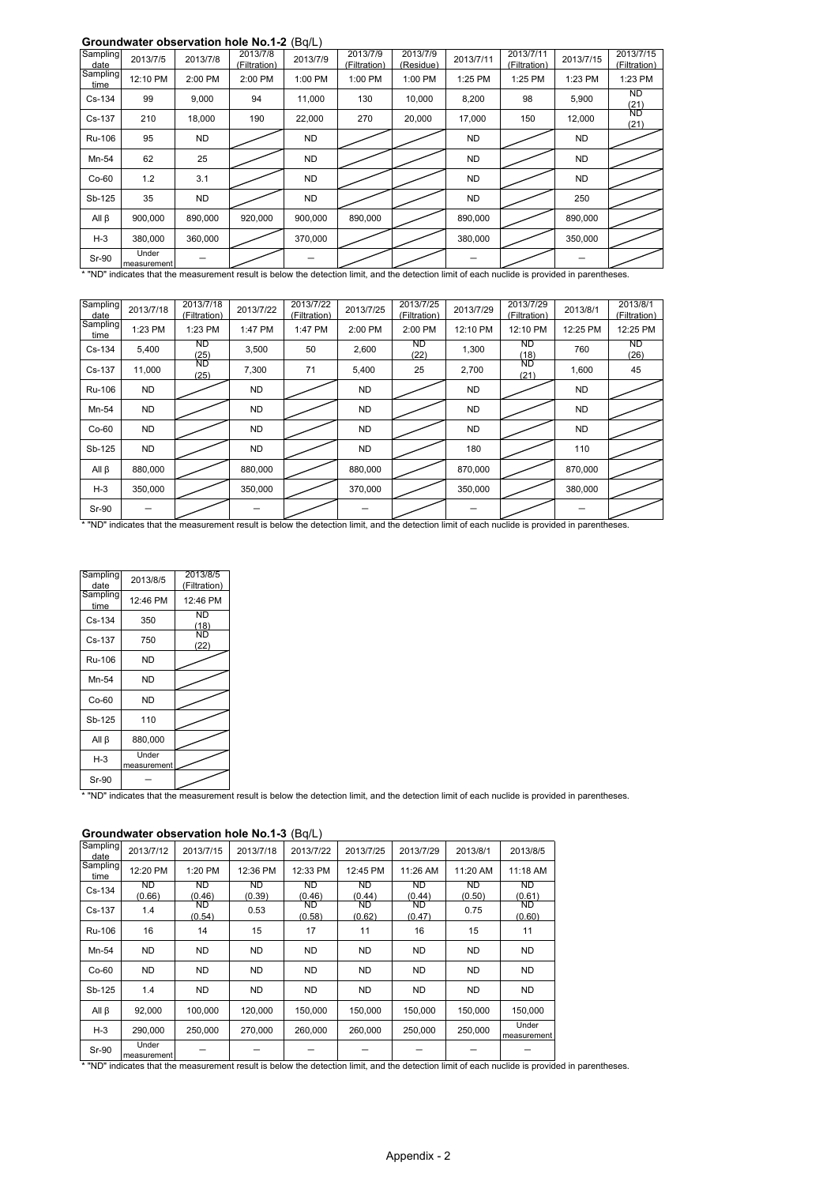## Groundwater observation hole No.1-2 (Bq/L)

| Sampling date | 2013/7/5 | 2013/7/8 | 2013/7/8 (Filtration) | 2013/7/9 | 2013/7/9 (Filtration) | 2013/7/9 (Residue) | 2013/7/11 | 2013/7/11 (Filtration) | 2013/7/15 | 2013/7/15 (Filtration) |
|---|---|---|---|---|---|---|---|---|---|---|
| Sampling time | 12:10 PM | 2:00 PM | 2:00 PM | 1:00 PM | 1:00 PM | 1:00 PM | 1:25 PM | 1:25 PM | 1:23 PM | 1:23 PM |
| Cs-134 | 99 | 9,000 | 94 | 11,000 | 130 | 10,000 | 8,200 | 98 | 5,900 | ND (21) |
| Cs-137 | 210 | 18,000 | 190 | 22,000 | 270 | 20,000 | 17,000 | 150 | 12,000 | ND (21) |
| Ru-106 | 95 | ND | | ND | | | ND | | ND | |
| Mn-54 | 62 | 25 | | ND | | | ND | | ND | |
| Co-60 | 1.2 | 3.1 | | ND | | | ND | | ND | |
| Sb-125 | 35 | ND | | ND | | | ND | | 250 | |
| All β | 900,000 | 890,000 | 920,000 | 900,000 | 890,000 | | 890,000 | | 890,000 | |
| H-3 | 380,000 | 360,000 | | 370,000 | | | 380,000 | | 350,000 | |
| Sr-90 | Under measurement | – | | – | | | – | | – | |

* "ND" indicates that the measurement result is below the detection limit, and the detection limit of each nuclide is provided in parentheses.

| Sampling date | 2013/7/18 | 2013/7/18 (Filtration) | 2013/7/22 | 2013/7/22 (Filtration) | 2013/7/25 | 2013/7/25 (Filtration) | 2013/7/29 | 2013/7/29 (Filtration) | 2013/8/1 | 2013/8/1 (Filtration) |
|---|---|---|---|---|---|---|---|---|---|---|
| Sampling time | 1:23 PM | 1:23 PM | 1:47 PM | 1:47 PM | 2:00 PM | 2:00 PM | 12:10 PM | 12:10 PM | 12:25 PM | 12:25 PM |
| Cs-134 | 5,400 | ND (25) | 3,500 | 50 | 2,600 | ND (22) | 1,300 | ND (18) | 760 | ND (26) |
| Cs-137 | 11,000 | ND (25) | 7,300 | 71 | 5,400 | 25 | 2,700 | ND (21) | 1,600 | 45 |
| Ru-106 | ND | | ND | | ND | | ND | | ND | |
| Mn-54 | ND | | ND | | ND | | ND | | ND | |
| Co-60 | ND | | ND | | ND | | ND | | ND | |
| Sb-125 | ND | | ND | | ND | | 180 | | 110 | |
| All β | 880,000 | | 880,000 | | 880,000 | | 870,000 | | 870,000 | |
| H-3 | 350,000 | | 350,000 | | 370,000 | | 350,000 | | 380,000 | |
| Sr-90 | – | | – | | – | | – | | – | |

* "ND" indicates that the measurement result is below the detection limit, and the detection limit of each nuclide is provided in parentheses.

| Sampling date | 2013/8/5 | 2013/8/5 (Filtration) |
|---|---|---|
| Sampling time | 12:46 PM | 12:46 PM |
| Cs-134 | 350 | ND (18) |
| Cs-137 | 750 | ND (22) |
| Ru-106 | ND | |
| Mn-54 | ND | |
| Co-60 | ND | |
| Sb-125 | 110 | |
| All β | 880,000 | |
| H-3 | Under measurement | |
| Sr-90 | – | |

* "ND" indicates that the measurement result is below the detection limit, and the detection limit of each nuclide is provided in parentheses.

## Groundwater observation hole No.1-3 (Bq/L)

| Sampling date | 2013/7/12 | 2013/7/15 | 2013/7/18 | 2013/7/22 | 2013/7/25 | 2013/7/29 | 2013/8/1 | 2013/8/5 |
|---|---|---|---|---|---|---|---|---|
| Sampling time | 12:20 PM | 1:20 PM | 12:36 PM | 12:33 PM | 12:45 PM | 11:26 AM | 11:20 AM | 11:18 AM |
| Cs-134 | ND (0.66) | ND (0.46) | ND (0.39) | ND (0.46) | ND (0.44) | ND (0.44) | ND (0.50) | ND (0.61) |
| Cs-137 | 1.4 | ND (0.54) | 0.53 | ND (0.58) | ND (0.62) | ND (0.47) | 0.75 | ND (0.60) |
| Ru-106 | 16 | 14 | 15 | 17 | 11 | 16 | 15 | 11 |
| Mn-54 | ND | ND | ND | ND | ND | ND | ND | ND |
| Co-60 | ND | ND | ND | ND | ND | ND | ND | ND |
| Sb-125 | 1.4 | ND | ND | ND | ND | ND | ND | ND |
| All β | 92,000 | 100,000 | 120,000 | 150,000 | 150,000 | 150,000 | 150,000 | 150,000 |
| H-3 | 290,000 | 250,000 | 270,000 | 260,000 | 260,000 | 250,000 | 250,000 | Under measurement |
| Sr-90 | Under measurement | – | – | – | – | – | – | – |

* "ND" indicates that the measurement result is below the detection limit, and the detection limit of each nuclide is provided in parentheses.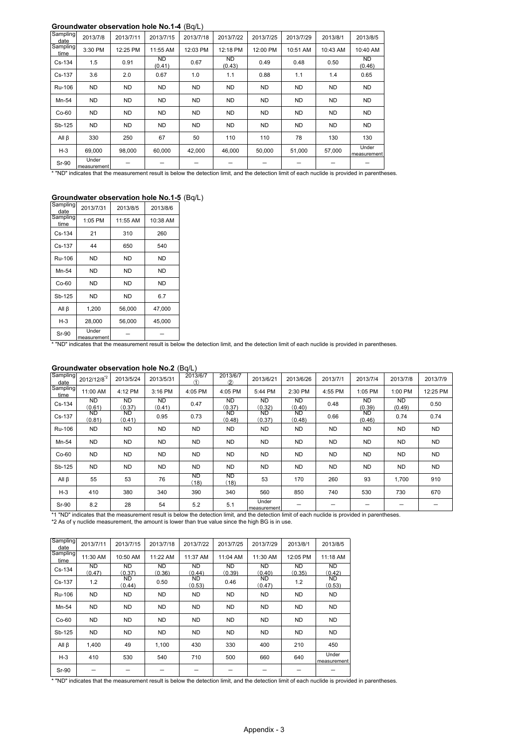### Groundwater observation hole No.1-4 (Bq/L)

| Sampling date | 2013/7/8 | 2013/7/11 | 2013/7/15 | 2013/7/18 | 2013/7/22 | 2013/7/25 | 2013/7/29 | 2013/8/1 | 2013/8/5 |
|---|---|---|---|---|---|---|---|---|---|
| Sampling time | 3:30 PM | 12:25 PM | 11:55 AM | 12:03 PM | 12:18 PM | 12:00 PM | 10:51 AM | 10:43 AM | 10:40 AM |
| Cs-134 | 1.5 | 0.91 | ND (0.41) | 0.67 | ND (0.43) | 0.49 | 0.48 | 0.50 | ND (0.46) |
| Cs-137 | 3.6 | 2.0 | 0.67 | 1.0 | 1.1 | 0.88 | 1.1 | 1.4 | 0.65 |
| Ru-106 | ND | ND | ND | ND | ND | ND | ND | ND | ND |
| Mn-54 | ND | ND | ND | ND | ND | ND | ND | ND | ND |
| Co-60 | ND | ND | ND | ND | ND | ND | ND | ND | ND |
| Sb-125 | ND | ND | ND | ND | ND | ND | ND | ND | ND |
| All β | 330 | 250 | 67 | 50 | 110 | 110 | 78 | 130 | 130 |
| H-3 | 69,000 | 98,000 | 60,000 | 42,000 | 46,000 | 50,000 | 51,000 | 57,000 | Under measurement |
| Sr-90 | Under measurement | － | － | － | － | － | － | － | － |

* "ND" indicates that the measurement result is below the detection limit, and the detection limit of each nuclide is provided in parentheses.

### Groundwater observation hole No.1-5 (Bq/L)

| Sampling date | 2013/7/31 | 2013/8/5 | 2013/8/6 |
|---|---|---|---|
| Sampling time | 1:05 PM | 11:55 AM | 10:38 AM |
| Cs-134 | 21 | 310 | 260 |
| Cs-137 | 44 | 650 | 540 |
| Ru-106 | ND | ND | ND |
| Mn-54 | ND | ND | ND |
| Co-60 | ND | ND | ND |
| Sb-125 | ND | ND | 6.7 |
| All β | 1,200 | 56,000 | 47,000 |
| H-3 | 28,000 | 56,000 | 45,000 |
| Sr-90 | Under measurement | － | － |

* "ND" indicates that the measurement result is below the detection limit, and the detection limit of each nuclide is provided in parentheses.

### Groundwater observation hole No.2 (Bq/L)

| Sampling date | 2012/12/8*2 | 2013/5/24 | 2013/5/31 | 2013/6/7 ① | 2013/6/7 ② | 2013/6/21 | 2013/6/26 | 2013/7/1 | 2013/7/4 | 2013/7/8 | 2013/7/9 |
|---|---|---|---|---|---|---|---|---|---|---|---|
| Sampling time | 11:00 AM | 4:12 PM | 3:16 PM | 4:05 PM | 4:05 PM | 5:44 PM | 2:30 PM | 4:55 PM | 1:05 PM | 1:00 PM | 12:25 PM |
| Cs-134 | ND (0.61) | ND (0.37) | ND (0.41) | 0.47 | ND (0.37) | ND (0.32) | ND (0.40) | 0.48 | ND (0.39) | ND (0.49) | 0.50 |
| Cs-137 | ND (0.81) | ND (0.41) | 0.95 | 0.73 | ND (0.48) | ND (0.37) | ND (0.48) | 0.66 | ND (0.46) | 0.74 | 0.74 |
| Ru-106 | ND | ND | ND | ND | ND | ND | ND | ND | ND | ND | ND |
| Mn-54 | ND | ND | ND | ND | ND | ND | ND | ND | ND | ND | ND |
| Co-60 | ND | ND | ND | ND | ND | ND | ND | ND | ND | ND | ND |
| Sb-125 | ND | ND | ND | ND | ND | ND | ND | ND | ND | ND | ND |
| All β | 55 | 53 | 76 | ND (18) | ND (18) | 53 | 170 | 260 | 93 | 1,700 | 910 |
| H-3 | 410 | 380 | 340 | 390 | 340 | 560 | 850 | 740 | 530 | 730 | 670 |
| Sr-90 | 8.2 | 28 | 54 | 5.2 | 5.1 | Under measurement | － | － | － | － | － |

*1 "ND" indicates that the measurement result is below the detection limit, and the detection limit of each nuclide is provided in parentheses.
*2 As of γ nuclide measurement, the amount is lower than true value since the high BG is in use.

| Sampling date | 2013/7/11 | 2013/7/15 | 2013/7/18 | 2013/7/22 | 2013/7/25 | 2013/7/29 | 2013/8/1 | 2013/8/5 |
|---|---|---|---|---|---|---|---|---|
| Sampling time | 11:30 AM | 10:50 AM | 11:22 AM | 11:37 AM | 11:04 AM | 11:30 AM | 12:05 PM | 11:18 AM |
| Cs-134 | ND (0.47) | ND (0.37) | ND (0.36) | ND (0.44) | ND (0.39) | ND (0.40) | ND (0.35) | ND (0.42) |
| Cs-137 | 1.2 | ND (0.44) | 0.50 | ND (0.53) | 0.46 | ND (0.47) | 1.2 | ND (0.53) |
| Ru-106 | ND | ND | ND | ND | ND | ND | ND | ND |
| Mn-54 | ND | ND | ND | ND | ND | ND | ND | ND |
| Co-60 | ND | ND | ND | ND | ND | ND | ND | ND |
| Sb-125 | ND | ND | ND | ND | ND | ND | ND | ND |
| All β | 1,400 | 49 | 1,100 | 430 | 330 | 400 | 210 | 450 |
| H-3 | 410 | 530 | 540 | 710 | 500 | 660 | 640 | Under measurement |
| Sr-90 | － | － | － | － | － | － | － | － |

* "ND" indicates that the measurement result is below the detection limit, and the detection limit of each nuclide is provided in parentheses.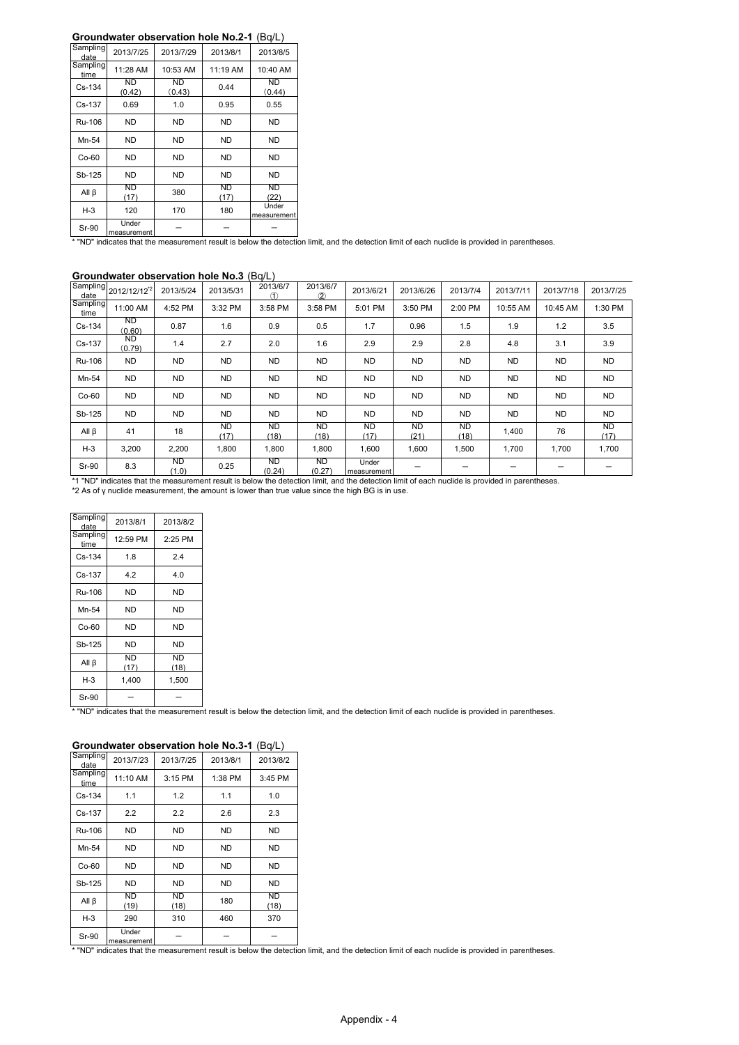### Groundwater observation hole No.2-1 (Bq/L)

| Sampling date | 2013/7/25 | 2013/7/29 | 2013/8/1 | 2013/8/5 |
|---|---|---|---|---|
| Sampling time | 11:28 AM | 10:53 AM | 11:19 AM | 10:40 AM |
| Cs-134 | ND (0.42) | ND (0.43) | 0.44 | ND (0.44) |
| Cs-137 | 0.69 | 1.0 | 0.95 | 0.55 |
| Ru-106 | ND | ND | ND | ND |
| Mn-54 | ND | ND | ND | ND |
| Co-60 | ND | ND | ND | ND |
| Sb-125 | ND | ND | ND | ND |
| All β | ND (17) | 380 | ND (17) | ND (22) |
| H-3 | 120 | 170 | 180 | Under measurement |
| Sr-90 | Under measurement | － | － | － |

* "ND" indicates that the measurement result is below the detection limit, and the detection limit of each nuclide is provided in parentheses.

### Groundwater observation hole No.3 (Bq/L)

| Sampling date | 2012/12/12[*2] | 2013/5/24 | 2013/5/31 | 2013/6/7 ① | 2013/6/7 ② | 2013/6/21 | 2013/6/26 | 2013/7/4 | 2013/7/11 | 2013/7/18 | 2013/7/25 |
|---|---|---|---|---|---|---|---|---|---|---|---|
| Sampling time | 11:00 AM | 4:52 PM | 3:32 PM | 3:58 PM | 3:58 PM | 5:01 PM | 3:50 PM | 2:00 PM | 10:55 AM | 10:45 AM | 1:30 PM |
| Cs-134 | ND (0.60) | 0.87 | 1.6 | 0.9 | 0.5 | 1.7 | 0.96 | 1.5 | 1.9 | 1.2 | 3.5 |
| Cs-137 | ND (0.79) | 1.4 | 2.7 | 2.0 | 1.6 | 2.9 | 2.9 | 2.8 | 4.8 | 3.1 | 3.9 |
| Ru-106 | ND | ND | ND | ND | ND | ND | ND | ND | ND | ND | ND |
| Mn-54 | ND | ND | ND | ND | ND | ND | ND | ND | ND | ND | ND |
| Co-60 | ND | ND | ND | ND | ND | ND | ND | ND | ND | ND | ND |
| Sb-125 | ND | ND | ND | ND | ND | ND | ND | ND | ND | ND | ND |
| All β | 41 | 18 | ND (17) | ND (18) | ND (18) | ND (17) | ND (21) | ND (18) | 1,400 | 76 | ND (17) |
| H-3 | 3,200 | 2,200 | 1,800 | 1,800 | 1,800 | 1,600 | 1,600 | 1,500 | 1,700 | 1,700 | 1,700 |
| Sr-90 | 8.3 | ND (1.0) | 0.25 | ND (0.24) | ND (0.27) | Under measurement | － | － | － | － | － |

*1 "ND" indicates that the measurement result is below the detection limit, and the detection limit of each nuclide is provided in parentheses.
*2 As of γ nuclide measurement, the amount is lower than true value since the high BG is in use.

| Sampling date | 2013/8/1 | 2013/8/2 |
|---|---|---|
| Sampling time | 12:59 PM | 2:25 PM |
| Cs-134 | 1.8 | 2.4 |
| Cs-137 | 4.2 | 4.0 |
| Ru-106 | ND | ND |
| Mn-54 | ND | ND |
| Co-60 | ND | ND |
| Sb-125 | ND | ND |
| All β | ND (17) | ND (18) |
| H-3 | 1,400 | 1,500 |
| Sr-90 | － | － |

* "ND" indicates that the measurement result is below the detection limit, and the detection limit of each nuclide is provided in parentheses.

### Groundwater observation hole No.3-1 (Bq/L)

| Sampling date | 2013/7/23 | 2013/7/25 | 2013/8/1 | 2013/8/2 |
|---|---|---|---|---|
| Sampling time | 11:10 AM | 3:15 PM | 1:38 PM | 3:45 PM |
| Cs-134 | 1.1 | 1.2 | 1.1 | 1.0 |
| Cs-137 | 2.2 | 2.2 | 2.6 | 2.3 |
| Ru-106 | ND | ND | ND | ND |
| Mn-54 | ND | ND | ND | ND |
| Co-60 | ND | ND | ND | ND |
| Sb-125 | ND | ND | ND | ND |
| All β | ND (19) | ND (18) | 180 | ND (18) |
| H-3 | 290 | 310 | 460 | 370 |
| Sr-90 | Under measurement | － | － | － |

* "ND" indicates that the measurement result is below the detection limit, and the detection limit of each nuclide is provided in parentheses.

Appendix - 4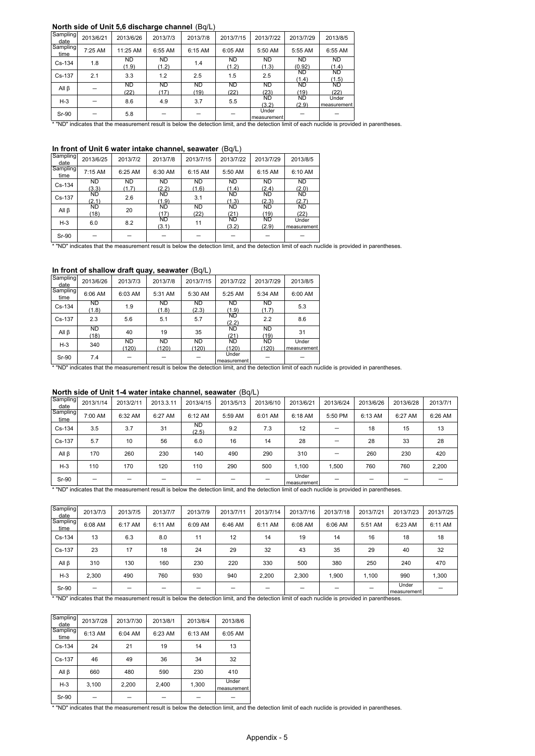### North side of Unit 5,6 discharge channel (Bq/L)

| Sampling date | 2013/6/21 | 2013/6/26 | 2013/7/3 | 2013/7/8 | 2013/7/15 | 2013/7/22 | 2013/7/29 | 2013/8/5 |
|---|---|---|---|---|---|---|---|---|
| Sampling time | 7:25 AM | 11:25 AM | 6:55 AM | 6:15 AM | 6:05 AM | 5:50 AM | 5:55 AM | 6:55 AM |
| Cs-134 | 1.8 | ND (1.9) | ND (1.2) | 1.4 | ND (1.2) | ND (1.3) | ND (0.92) | ND (1.4) |
| Cs-137 | 2.1 | 3.3 | 1.2 | 2.5 | 1.5 | 2.5 | ND (1.4) | ND (1.5) |
| All β | － | ND (22) | ND (17) | ND (19) | ND (22) | ND (23) | ND (19) | ND (22) |
| H-3 | － | 8.6 | 4.9 | 3.7 | 5.5 | ND (3.2) | ND (2.9) | Under measurement |
| Sr-90 | － | 5.8 | － | － | － | Under measurement | － | － |

* "ND" indicates that the measurement result is below the detection limit, and the detection limit of each nuclide is provided in parentheses.

### In front of Unit 6 water intake channel, seawater (Bq/L)

| Sampling date | 2013/6/25 | 2013/7/2 | 2013/7/8 | 2013/7/15 | 2013/7/22 | 2013/7/29 | 2013/8/5 |
|---|---|---|---|---|---|---|---|
| Sampling time | 7:15 AM | 6:25 AM | 6:30 AM | 6:15 AM | 5:50 AM | 6:15 AM | 6:10 AM |
| Cs-134 | ND (3.3) | ND (1.7) | ND (2.2) | ND (1.6) | ND (1.4) | ND (2.4) | ND (2.0) |
| Cs-137 | ND (2.1) | 2.6 | ND (1.9) | 3.1 | ND (1.3) | ND (2.3) | ND (2.7) |
| All β | ND (18) | 20 | ND (17) | ND (22) | ND (21) | ND (19) | ND (22) |
| H-3 | 6.0 | 8.2 | ND (3.1) | 11 | ND (3.2) | ND (2.9) | Under measurement |
| Sr-90 | － | － | － | － | － | － | － |

* "ND" indicates that the measurement result is below the detection limit, and the detection limit of each nuclide is provided in parentheses.

### In front of shallow draft quay, seawater (Bq/L)

| Sampling date | 2013/6/26 | 2013/7/3 | 2013/7/8 | 2013/7/15 | 2013/7/22 | 2013/7/29 | 2013/8/5 |
|---|---|---|---|---|---|---|---|
| Sampling time | 6:06 AM | 6:03 AM | 5:31 AM | 5:30 AM | 5:25 AM | 5:34 AM | 6:00 AM |
| Cs-134 | ND (1.8) | 1.9 | ND (1.8) | ND (2.3) | ND (1.9) | ND (1.7) | 5.3 |
| Cs-137 | 2.3 | 5.6 | 5.1 | 5.7 | ND (2.2) | 2.2 | 8.6 |
| All β | ND (18) | 40 | 19 | 35 | ND (21) | ND (19) | 31 |
| H-3 | 340 | ND (120) | ND (120) | ND (120) | ND (120) | ND (120) | Under measurement |
| Sr-90 | 7.4 | － | － | － | Under measurement | － | － |

* "ND" indicates that the measurement result is below the detection limit, and the detection limit of each nuclide is provided in parentheses.

### North side of Unit 1-4 water intake channel, seawater (Bq/L)

| Sampling date | 2013/1/14 | 2013/2/11 | 2013.3.11 | 2013/4/15 | 2013/5/13 | 2013/6/10 | 2013/6/21 | 2013/6/24 | 2013/6/26 | 2013/6/28 | 2013/7/1 |
|---|---|---|---|---|---|---|---|---|---|---|---|
| Sampling time | 7:00 AM | 6:32 AM | 6:27 AM | 6:12 AM | 5:59 AM | 6:01 AM | 6:18 AM | 5:50 PM | 6:13 AM | 6:27 AM | 6:26 AM |
| Cs-134 | 3.5 | 3.7 | 31 | ND (2.5) | 9.2 | 7.3 | 12 | － | 18 | 15 | 13 |
| Cs-137 | 5.7 | 10 | 56 | 6.0 | 16 | 14 | 28 | － | 28 | 33 | 28 |
| All β | 170 | 260 | 230 | 140 | 490 | 290 | 310 | － | 260 | 230 | 420 |
| H-3 | 110 | 170 | 120 | 110 | 290 | 500 | 1,100 | 1,500 | 760 | 760 | 2,200 |
| Sr-90 | － | － | － | － | － | － | Under measurement | － | － | － | － |

* "ND" indicates that the measurement result is below the detection limit, and the detection limit of each nuclide is provided in parentheses.

| Sampling date | 2013/7/3 | 2013/7/5 | 2013/7/7 | 2013/7/9 | 2013/7/11 | 2013/7/14 | 2013/7/16 | 2013/7/18 | 2013/7/21 | 2013/7/23 | 2013/7/25 |
|---|---|---|---|---|---|---|---|---|---|---|---|
| Sampling time | 6:08 AM | 6:17 AM | 6:11 AM | 6:09 AM | 6:46 AM | 6:11 AM | 6:08 AM | 6:06 AM | 5:51 AM | 6:23 AM | 6:11 AM |
| Cs-134 | 13 | 6.3 | 8.0 | 11 | 12 | 14 | 19 | 14 | 16 | 18 | 18 |
| Cs-137 | 23 | 17 | 18 | 24 | 29 | 32 | 43 | 35 | 29 | 40 | 32 |
| All β | 310 | 130 | 160 | 230 | 220 | 330 | 500 | 380 | 250 | 240 | 470 |
| H-3 | 2,300 | 490 | 760 | 930 | 940 | 2,200 | 2,300 | 1,900 | 1,100 | 990 | 1,300 |
| Sr-90 | － | － | － | － | － | － | － | － | － | Under measurement | － |

* "ND" indicates that the measurement result is below the detection limit, and the detection limit of each nuclide is provided in parentheses.

| Sampling date | 2013/7/28 | 2013/7/30 | 2013/8/1 | 2013/8/4 | 2013/8/6 |
|---|---|---|---|---|---|
| Sampling time | 6:13 AM | 6:04 AM | 6:23 AM | 6:13 AM | 6:05 AM |
| Cs-134 | 24 | 21 | 19 | 14 | 13 |
| Cs-137 | 46 | 49 | 36 | 34 | 32 |
| All β | 660 | 480 | 590 | 230 | 410 |
| H-3 | 3,100 | 2,200 | 2,400 | 1,300 | Under measurement |
| Sr-90 | － | － | － | － | － |

* "ND" indicates that the measurement result is below the detection limit, and the detection limit of each nuclide is provided in parentheses.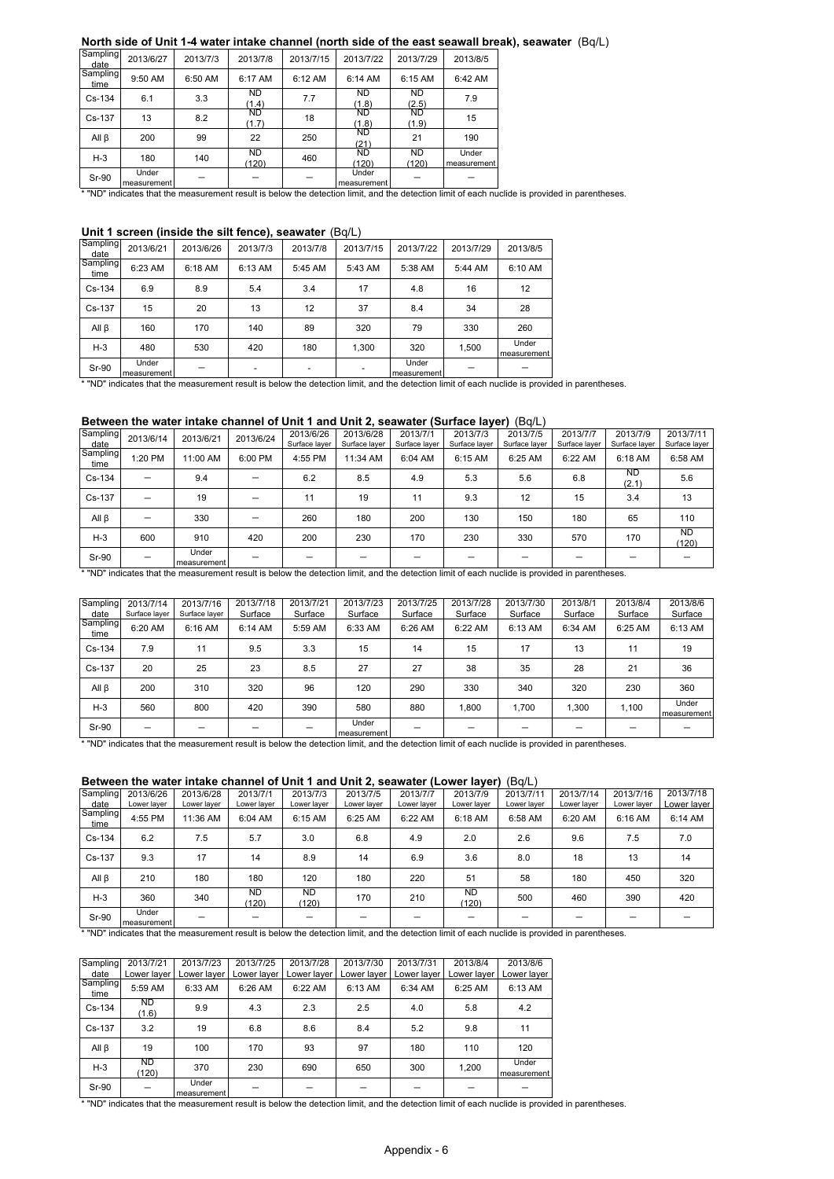### North side of Unit 1-4 water intake channel (north side of the east seawall break), seawater (Bq/L)

| Sampling date | 2013/6/27 | 2013/7/3 | 2013/7/8 | 2013/7/15 | 2013/7/22 | 2013/7/29 | 2013/8/5 |
|---|---|---|---|---|---|---|---|
| Sampling time | 9:50 AM | 6:50 AM | 6:17 AM | 6:12 AM | 6:14 AM | 6:15 AM | 6:42 AM |
| Cs-134 | 6.1 | 3.3 | ND (1.4) | 7.7 | ND (1.8) | ND (2.5) | 7.9 |
| Cs-137 | 13 | 8.2 | ND (1.7) | 18 | ND (1.8) | ND (1.9) | 15 |
| All β | 200 | 99 | 22 | 250 | ND (21) | 21 | 190 |
| H-3 | 180 | 140 | ND (120) | 460 | ND (120) | ND (120) | Under measurement |
| Sr-90 | Under measurement | — | — | — | Under measurement | — | — |

* "ND" indicates that the measurement result is below the detection limit, and the detection limit of each nuclide is provided in parentheses.

### Unit 1 screen (inside the silt fence), seawater (Bq/L)

| Sampling date | 2013/6/21 | 2013/6/26 | 2013/7/3 | 2013/7/8 | 2013/7/15 | 2013/7/22 | 2013/7/29 | 2013/8/5 |
|---|---|---|---|---|---|---|---|---|
| Sampling time | 6:23 AM | 6:18 AM | 6:13 AM | 5:45 AM | 5:43 AM | 5:38 AM | 5:44 AM | 6:10 AM |
| Cs-134 | 6.9 | 8.9 | 5.4 | 3.4 | 17 | 4.8 | 16 | 12 |
| Cs-137 | 15 | 20 | 13 | 12 | 37 | 8.4 | 34 | 28 |
| All β | 160 | 170 | 140 | 89 | 320 | 79 | 330 | 260 |
| H-3 | 480 | 530 | 420 | 180 | 1,300 | 320 | 1,500 | Under measurement |
| Sr-90 | Under measurement | — | - | - | - | Under measurement | — | — |

* "ND" indicates that the measurement result is below the detection limit, and the detection limit of each nuclide is provided in parentheses.

### Between the water intake channel of Unit 1 and Unit 2, seawater (Surface layer) (Bq/L)

| Sampling date | 2013/6/14 | 2013/6/21 | 2013/6/24 | 2013/6/26 Surface layer | 2013/6/28 Surface layer | 2013/7/1 Surface layer | 2013/7/3 Surface layer | 2013/7/5 Surface layer | 2013/7/7 Surface layer | 2013/7/9 Surface layer | 2013/7/11 Surface layer |
|---|---|---|---|---|---|---|---|---|---|---|---|
| Sampling time | 1:20 PM | 11:00 AM | 6:00 PM | 4:55 PM | 11:34 AM | 6:04 AM | 6:15 AM | 6:25 AM | 6:22 AM | 6:18 AM | 6:58 AM |
| Cs-134 | — | 9.4 | — | 6.2 | 8.5 | 4.9 | 5.3 | 5.6 | 6.8 | ND (2.1) | 5.6 |
| Cs-137 | — | 19 | — | 11 | 19 | 11 | 9.3 | 12 | 15 | 3.4 | 13 |
| All β | — | 330 | — | 260 | 180 | 200 | 130 | 150 | 180 | 65 | 110 |
| H-3 | 600 | 910 | 420 | 200 | 230 | 170 | 230 | 330 | 570 | 170 | ND (120) |
| Sr-90 | — | Under measurement | — | — | — | — | — | — | — | — | — |

* "ND" indicates that the measurement result is below the detection limit, and the detection limit of each nuclide is provided in parentheses.

| Sampling date | 2013/7/14 Surface layer | 2013/7/16 Surface layer | 2013/7/18 Surface | 2013/7/21 Surface | 2013/7/23 Surface | 2013/7/25 Surface | 2013/7/28 Surface | 2013/7/30 Surface | 2013/8/1 Surface | 2013/8/4 Surface | 2013/8/6 Surface |
|---|---|---|---|---|---|---|---|---|---|---|---|
| Sampling time | 6:20 AM | 6:16 AM | 6:14 AM | 5:59 AM | 6:33 AM | 6:26 AM | 6:22 AM | 6:13 AM | 6:34 AM | 6:25 AM | 6:13 AM |
| Cs-134 | 7.9 | 11 | 9.5 | 3.3 | 15 | 14 | 15 | 17 | 13 | 11 | 19 |
| Cs-137 | 20 | 25 | 23 | 8.5 | 27 | 27 | 38 | 35 | 28 | 21 | 36 |
| All β | 200 | 310 | 320 | 96 | 120 | 290 | 330 | 340 | 320 | 230 | 360 |
| H-3 | 560 | 800 | 420 | 390 | 580 | 880 | 1,800 | 1,700 | 1,300 | 1,100 | Under measurement |
| Sr-90 | — | — | — | — | Under measurement | — | — | — | — | — | — |

* "ND" indicates that the measurement result is below the detection limit, and the detection limit of each nuclide is provided in parentheses.

### Between the water intake channel of Unit 1 and Unit 2, seawater (Lower layer) (Bq/L)

| Sampling date | 2013/6/26 Lower layer | 2013/6/28 Lower layer | 2013/7/1 Lower layer | 2013/7/3 Lower layer | 2013/7/5 Lower layer | 2013/7/7 Lower layer | 2013/7/9 Lower layer | 2013/7/11 Lower layer | 2013/7/14 Lower layer | 2013/7/16 Lower layer | 2013/7/18 Lower layer |
|---|---|---|---|---|---|---|---|---|---|---|---|
| Sampling time | 4:55 PM | 11:36 AM | 6:04 AM | 6:15 AM | 6:25 AM | 6:22 AM | 6:18 AM | 6:58 AM | 6:20 AM | 6:16 AM | 6:14 AM |
| Cs-134 | 6.2 | 7.5 | 5.7 | 3.0 | 6.8 | 4.9 | 2.0 | 2.6 | 9.6 | 7.5 | 7.0 |
| Cs-137 | 9.3 | 17 | 14 | 8.9 | 14 | 6.9 | 3.6 | 8.0 | 18 | 13 | 14 |
| All β | 210 | 180 | 180 | 120 | 180 | 220 | 51 | 58 | 180 | 450 | 320 |
| H-3 | 360 | 340 | ND (120) | ND (120) | 170 | 210 | ND (120) | 500 | 460 | 390 | 420 |
| Sr-90 | Under measurement | — | — | — | — | — | — | — | — | — | — |

* "ND" indicates that the measurement result is below the detection limit, and the detection limit of each nuclide is provided in parentheses.

| Sampling date | 2013/7/21 Lower layer | 2013/7/23 Lower layer | 2013/7/25 Lower layer | 2013/7/28 Lower layer | 2013/7/30 Lower layer | 2013/7/31 Lower layer | 2013/8/4 Lower layer | 2013/8/6 Lower layer |
|---|---|---|---|---|---|---|---|---|
| Sampling time | 5:59 AM | 6:33 AM | 6:26 AM | 6:22 AM | 6:13 AM | 6:34 AM | 6:25 AM | 6:13 AM |
| Cs-134 | ND (1.6) | 9.9 | 4.3 | 2.3 | 2.5 | 4.0 | 5.8 | 4.2 |
| Cs-137 | 3.2 | 19 | 6.8 | 8.6 | 8.4 | 5.2 | 9.8 | 11 |
| All β | 19 | 100 | 170 | 93 | 97 | 180 | 110 | 120 |
| H-3 | ND (120) | 370 | 230 | 690 | 650 | 300 | 1,200 | Under measurement |
| Sr-90 | — | Under measurement | — | — | — | — | — | — |

* "ND" indicates that the measurement result is below the detection limit, and the detection limit of each nuclide is provided in parentheses.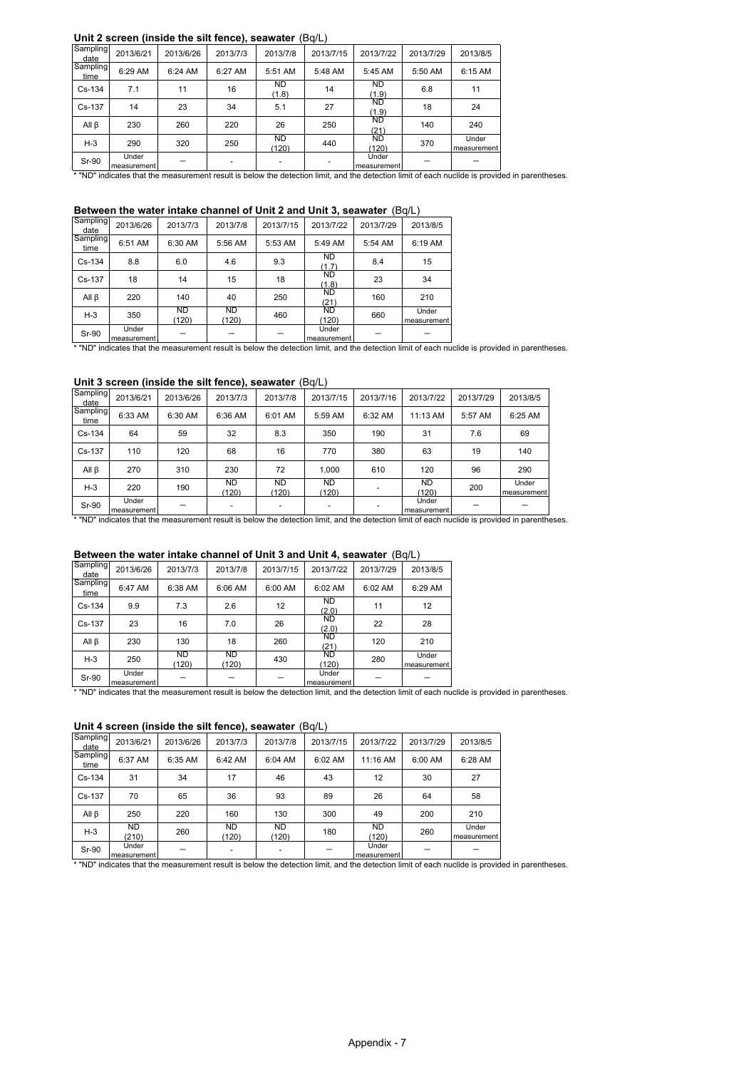### Unit 2 screen (inside the silt fence), seawater (Bq/L)

| Sampling date | 2013/6/21 | 2013/6/26 | 2013/7/3 | 2013/7/8 | 2013/7/15 | 2013/7/22 | 2013/7/29 | 2013/8/5 |
|---|---|---|---|---|---|---|---|---|
| Sampling time | 6:29 AM | 6:24 AM | 6:27 AM | 5:51 AM | 5:48 AM | 5:45 AM | 5:50 AM | 6:15 AM |
| Cs-134 | 7.1 | 11 | 16 | ND (1.8) | 14 | ND (1.9) | 6.8 | 11 |
| Cs-137 | 14 | 23 | 34 | 5.1 | 27 | ND (1.9) | 18 | 24 |
| All β | 230 | 260 | 220 | 26 | 250 | ND (21) | 140 | 240 |
| H-3 | 290 | 320 | 250 | ND (120) | 440 | ND (120) | 370 | Under measurement |
| Sr-90 | Under measurement | – | - | - | - | Under measurement | – | – |

* "ND" indicates that the measurement result is below the detection limit, and the detection limit of each nuclide is provided in parentheses.

### Between the water intake channel of Unit 2 and Unit 3, seawater (Bq/L)

| Sampling date | 2013/6/26 | 2013/7/3 | 2013/7/8 | 2013/7/15 | 2013/7/22 | 2013/7/29 | 2013/8/5 |
|---|---|---|---|---|---|---|---|
| Sampling time | 6:51 AM | 6:30 AM | 5:56 AM | 5:53 AM | 5:49 AM | 5:54 AM | 6:19 AM |
| Cs-134 | 8.8 | 6.0 | 4.6 | 9.3 | ND (1.7) | 8.4 | 15 |
| Cs-137 | 18 | 14 | 15 | 18 | ND (1.8) | 23 | 34 |
| All β | 220 | 140 | 40 | 250 | ND (21) | 160 | 210 |
| H-3 | 350 | ND (120) | ND (120) | 460 | ND (120) | 660 | Under measurement |
| Sr-90 | Under measurement | – | – | – | Under measurement | – | – |

* "ND" indicates that the measurement result is below the detection limit, and the detection limit of each nuclide is provided in parentheses.

### Unit 3 screen (inside the silt fence), seawater (Bq/L)

| Sampling date | 2013/6/21 | 2013/6/26 | 2013/7/3 | 2013/7/8 | 2013/7/15 | 2013/7/16 | 2013/7/22 | 2013/7/29 | 2013/8/5 |
|---|---|---|---|---|---|---|---|---|---|
| Sampling time | 6:33 AM | 6:30 AM | 6:36 AM | 6:01 AM | 5:59 AM | 6:32 AM | 11:13 AM | 5:57 AM | 6:25 AM |
| Cs-134 | 64 | 59 | 32 | 8.3 | 350 | 190 | 31 | 7.6 | 69 |
| Cs-137 | 110 | 120 | 68 | 16 | 770 | 380 | 63 | 19 | 140 |
| All β | 270 | 310 | 230 | 72 | 1,000 | 610 | 120 | 96 | 290 |
| H-3 | 220 | 190 | ND (120) | ND (120) | ND (120) | - | ND (120) | 200 | Under measurement |
| Sr-90 | Under measurement | – | - | - | - | - | Under measurement | – | – |

* "ND" indicates that the measurement result is below the detection limit, and the detection limit of each nuclide is provided in parentheses.

### Between the water intake channel of Unit 3 and Unit 4, seawater (Bq/L)

| Sampling date | 2013/6/26 | 2013/7/3 | 2013/7/8 | 2013/7/15 | 2013/7/22 | 2013/7/29 | 2013/8/5 |
|---|---|---|---|---|---|---|---|
| Sampling time | 6:47 AM | 6:38 AM | 6:06 AM | 6:00 AM | 6:02 AM | 6:02 AM | 6:29 AM |
| Cs-134 | 9.9 | 7.3 | 2.6 | 12 | ND (2.0) | 11 | 12 |
| Cs-137 | 23 | 16 | 7.0 | 26 | ND (2.0) | 22 | 28 |
| All β | 230 | 130 | 18 | 260 | ND (21) | 120 | 210 |
| H-3 | 250 | ND (120) | ND (120) | 430 | ND (120) | 280 | Under measurement |
| Sr-90 | Under measurement | – | – | – | Under measurement | – | – |

* "ND" indicates that the measurement result is below the detection limit, and the detection limit of each nuclide is provided in parentheses.

### Unit 4 screen (inside the silt fence), seawater (Bq/L)

| Sampling date | 2013/6/21 | 2013/6/26 | 2013/7/3 | 2013/7/8 | 2013/7/15 | 2013/7/22 | 2013/7/29 | 2013/8/5 |
|---|---|---|---|---|---|---|---|---|
| Sampling time | 6:37 AM | 6:35 AM | 6:42 AM | 6:04 AM | 6:02 AM | 11:16 AM | 6:00 AM | 6:28 AM |
| Cs-134 | 31 | 34 | 17 | 46 | 43 | 12 | 30 | 27 |
| Cs-137 | 70 | 65 | 36 | 93 | 89 | 26 | 64 | 58 |
| All β | 250 | 220 | 160 | 130 | 300 | 49 | 200 | 210 |
| H-3 | ND (210) | 260 | ND (120) | ND (120) | 180 | ND (120) | 260 | Under measurement |
| Sr-90 | Under measurement | – | - | - | – | Under measurement | – | – |

* "ND" indicates that the measurement result is below the detection limit, and the detection limit of each nuclide is provided in parentheses.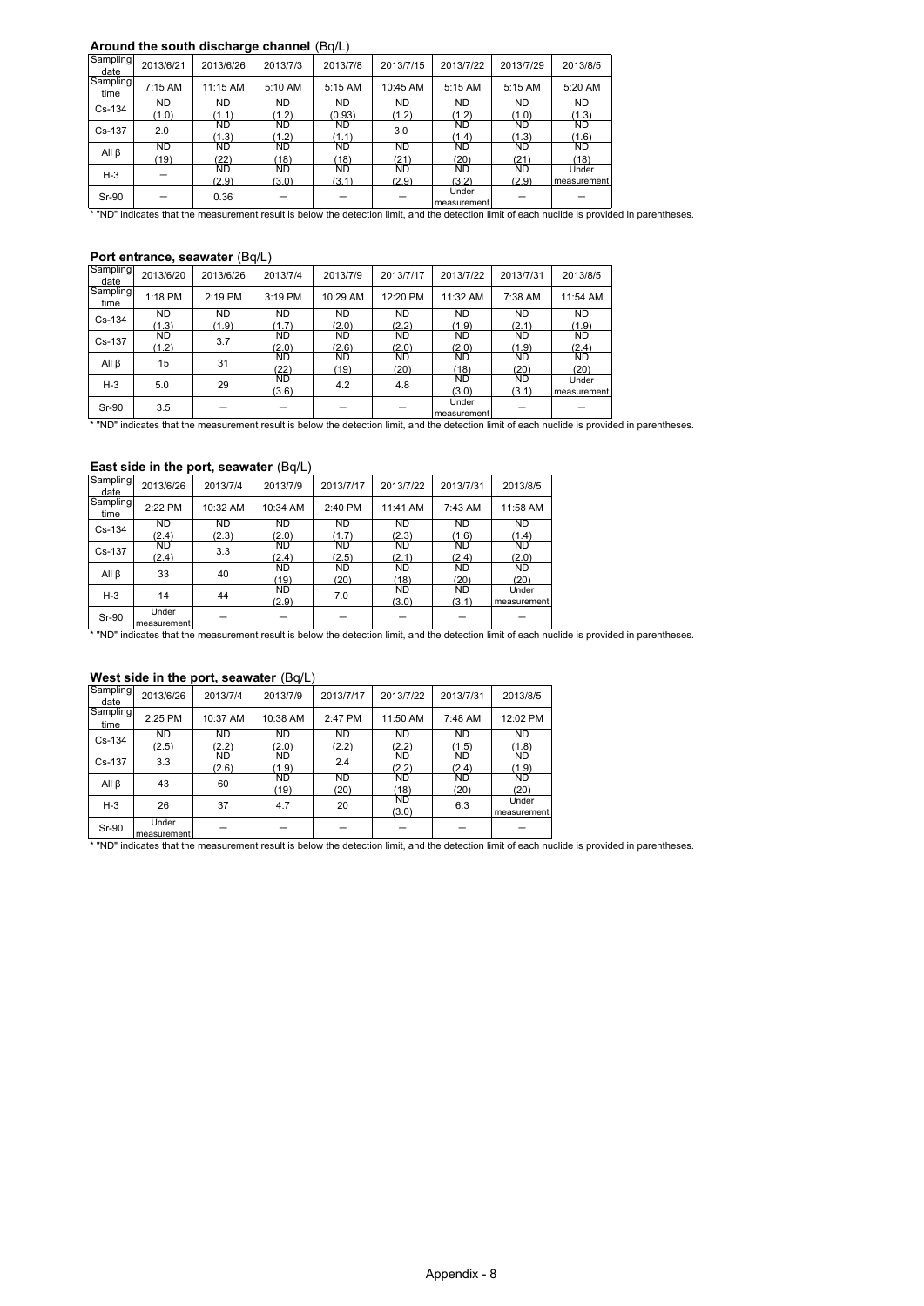### Around the south discharge channel (Bq/L)

| Sampling date | 2013/6/21 | 2013/6/26 | 2013/7/3 | 2013/7/8 | 2013/7/15 | 2013/7/22 | 2013/7/29 | 2013/8/5 |
|---|---|---|---|---|---|---|---|---|
| Sampling time | 7:15 AM | 11:15 AM | 5:10 AM | 5:15 AM | 10:45 AM | 5:15 AM | 5:15 AM | 5:20 AM |
| Cs-134 | ND (1.0) | ND (1.1) | ND (1.2) | ND (0.93) | ND (1.2) | ND (1.2) | ND (1.0) | ND (1.3) |
| Cs-137 | 2.0 | ND (1.3) | ND (1.2) | ND (1.1) | 3.0 | ND (1.4) | ND (1.3) | ND (1.6) |
| All β | ND (19) | ND (22) | ND (18) | ND (18) | ND (21) | ND (20) | ND (21) | ND (18) |
| H-3 | — | ND (2.9) | ND (3.0) | ND (3.1) | ND (2.9) | ND (3.2) | ND (2.9) | Under measurement |
| Sr-90 | — | 0.36 | — | — | — | Under measurement | — | — |

* "ND" indicates that the measurement result is below the detection limit, and the detection limit of each nuclide is provided in parentheses.

### Port entrance, seawater (Bq/L)

| Sampling date | 2013/6/20 | 2013/6/26 | 2013/7/4 | 2013/7/9 | 2013/7/17 | 2013/7/22 | 2013/7/31 | 2013/8/5 |
|---|---|---|---|---|---|---|---|---|
| Sampling time | 1:18 PM | 2:19 PM | 3:19 PM | 10:29 AM | 12:20 PM | 11:32 AM | 7:38 AM | 11:54 AM |
| Cs-134 | ND (1.3) | ND (1.9) | ND (1.7) | ND (2.0) | ND (2.2) | ND (1.9) | ND (2.1) | ND (1.9) |
| Cs-137 | ND (1.2) | 3.7 | ND (2.0) | ND (2.6) | ND (2.0) | ND (2.0) | ND (1.9) | ND (2.4) |
| All β | 15 | 31 | ND (22) | ND (19) | ND (20) | ND (18) | ND (20) | ND (20) |
| H-3 | 5.0 | 29 | ND (3.6) | 4.2 | 4.8 | ND (3.0) | ND (3.1) | Under measurement |
| Sr-90 | 3.5 | — | — | — | — | Under measurement | — | — |

* "ND" indicates that the measurement result is below the detection limit, and the detection limit of each nuclide is provided in parentheses.

### East side in the port, seawater (Bq/L)

| Sampling date | 2013/6/26 | 2013/7/4 | 2013/7/9 | 2013/7/17 | 2013/7/22 | 2013/7/31 | 2013/8/5 |
|---|---|---|---|---|---|---|---|
| Sampling time | 2:22 PM | 10:32 AM | 10:34 AM | 2:40 PM | 11:41 AM | 7:43 AM | 11:58 AM |
| Cs-134 | ND (2.4) | ND (2.3) | ND (2.0) | ND (1.7) | ND (2.3) | ND (1.6) | ND (1.4) |
| Cs-137 | ND (2.4) | 3.3 | ND (2.4) | ND (2.5) | ND (2.1) | ND (2.4) | ND (2.0) |
| All β | 33 | 40 | ND (19) | ND (20) | ND (18) | ND (20) | ND (20) |
| H-3 | 14 | 44 | ND (2.9) | 7.0 | ND (3.0) | ND (3.1) | Under measurement |
| Sr-90 | Under measurement | — | — | — | — | — | — |

* "ND" indicates that the measurement result is below the detection limit, and the detection limit of each nuclide is provided in parentheses.

### West side in the port, seawater (Bq/L)

| Sampling date | 2013/6/26 | 2013/7/4 | 2013/7/9 | 2013/7/17 | 2013/7/22 | 2013/7/31 | 2013/8/5 |
|---|---|---|---|---|---|---|---|
| Sampling time | 2:25 PM | 10:37 AM | 10:38 AM | 2:47 PM | 11:50 AM | 7:48 AM | 12:02 PM |
| Cs-134 | ND (2.5) | ND (2.2) | ND (2.0) | ND (2.2) | ND (2.2) | ND (1.5) | ND (1.8) |
| Cs-137 | 3.3 | ND (2.6) | ND (1.9) | 2.4 | ND (2.2) | ND (2.4) | ND (1.9) |
| All β | 43 | 60 | ND (19) | ND (20) | ND (18) | ND (20) | ND (20) |
| H-3 | 26 | 37 | 4.7 | 20 | ND (3.0) | 6.3 | Under measurement |
| Sr-90 | Under measurement | — | — | — | — | — | — |

* "ND" indicates that the measurement result is below the detection limit, and the detection limit of each nuclide is provided in parentheses.

Appendix - 8